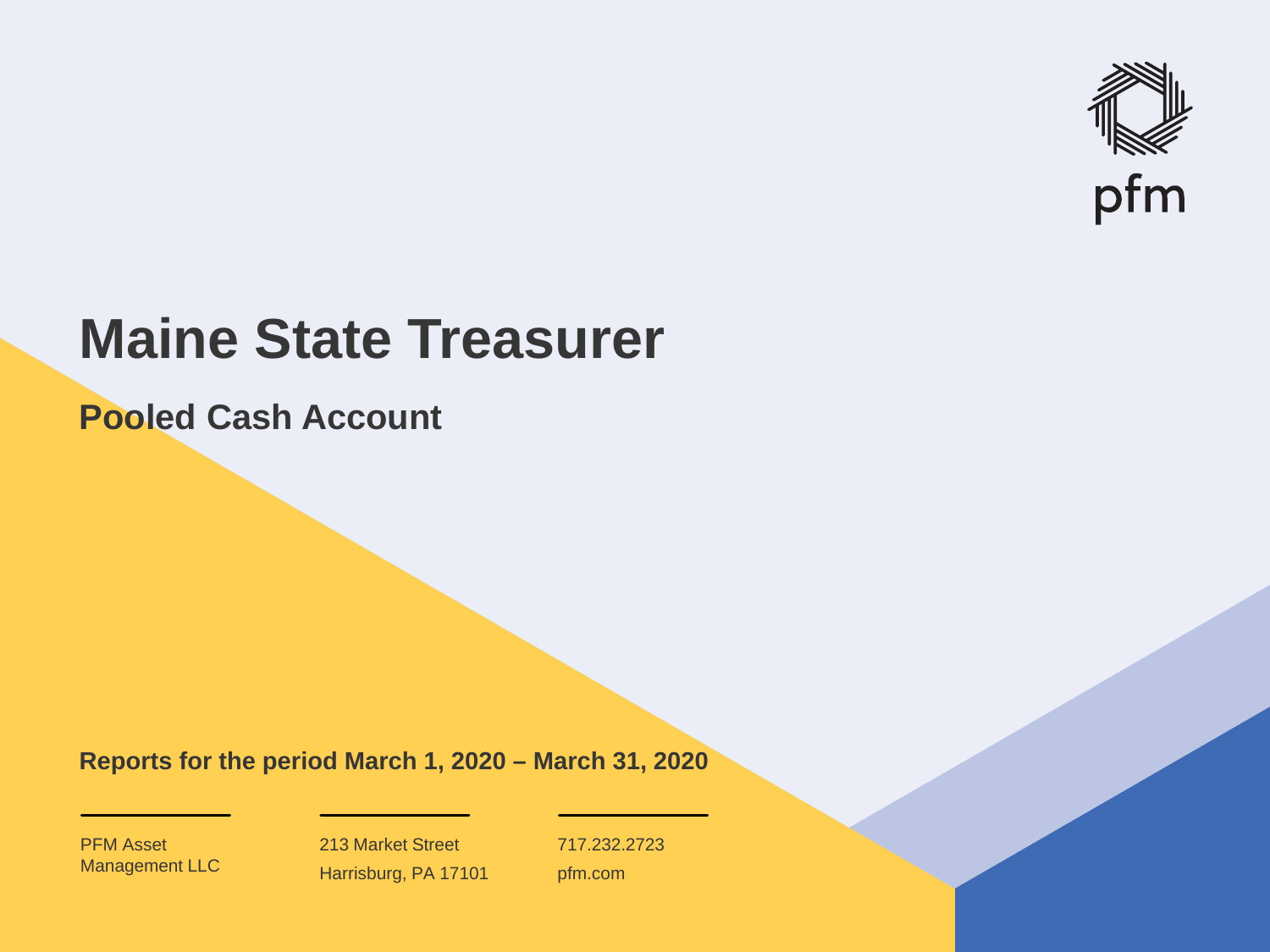pfm

# Maine State Treasurer

## Pooled Cash Account

**Reports for the period March 1, 2020 – March 31, 2020**

PFM Asset Management LLC

213 Market Street
Harrisburg, PA 17101

717.232.2723
pfm.com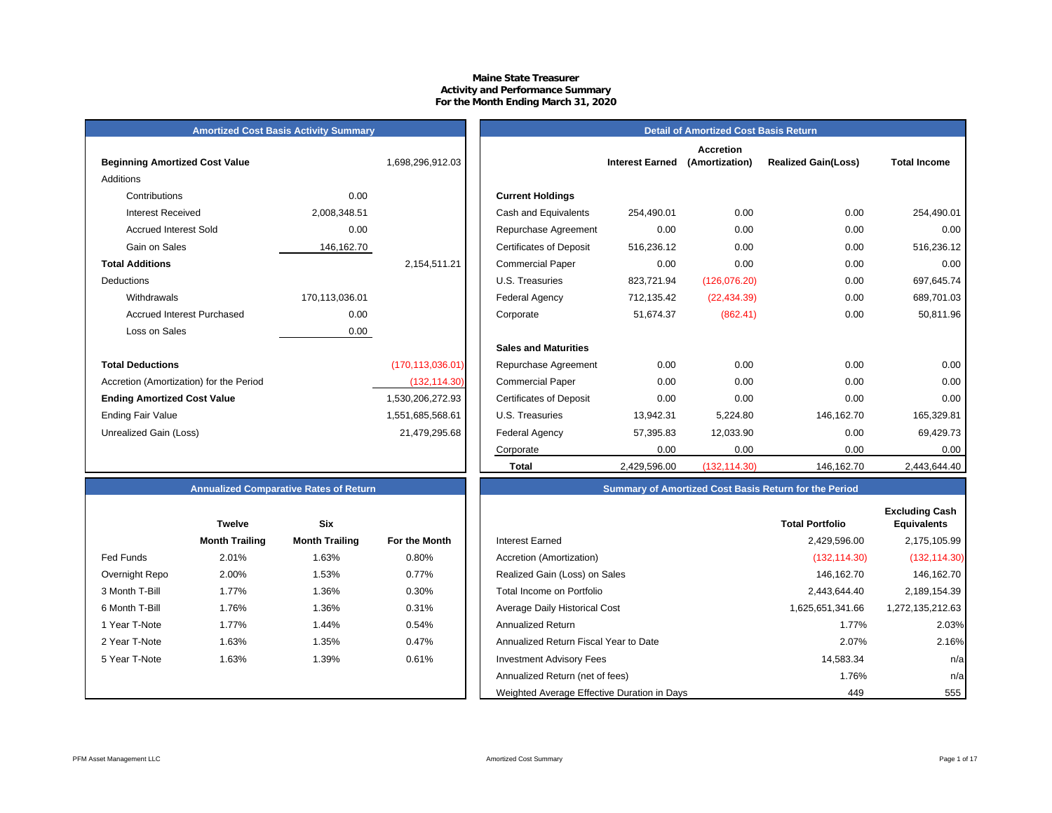**Maine State Treasurer**
**Activity and Performance Summary**
**For the Month Ending March 31, 2020**

## Amortized Cost Basis Activity Summary

| | | |
|---|---|---|
| **Beginning Amortized Cost Value** | | 1,698,296,912.03 |
| Additions | | |
| Contributions | 0.00 | |
| Interest Received | 2,008,348.51 | |
| Accrued Interest Sold | 0.00 | |
| Gain on Sales | 146,162.70 | |
| **Total Additions** | | 2,154,511.21 |
| Deductions | | |
| Withdrawals | 170,113,036.01 | |
| Accrued Interest Purchased | 0.00 | |
| Loss on Sales | 0.00 | |
| **Total Deductions** | | (170,113,036.01) |
| Accretion (Amortization) for the Period | | (132,114.30) |
| **Ending Amortized Cost Value** | | 1,530,206,272.93 |
| Ending Fair Value | | 1,551,685,568.61 |
| Unrealized Gain (Loss) | | 21,479,295.68 |

## Detail of Amortized Cost Basis Return

| | Interest Earned | Accretion (Amortization) | Realized Gain(Loss) | Total Income |
|---|---|---|---|---|
| **Current Holdings** | | | | |
| Cash and Equivalents | 254,490.01 | 0.00 | 0.00 | 254,490.01 |
| Repurchase Agreement | 0.00 | 0.00 | 0.00 | 0.00 |
| Certificates of Deposit | 516,236.12 | 0.00 | 0.00 | 516,236.12 |
| Commercial Paper | 0.00 | 0.00 | 0.00 | 0.00 |
| U.S. Treasuries | 823,721.94 | (126,076.20) | 0.00 | 697,645.74 |
| Federal Agency | 712,135.42 | (22,434.39) | 0.00 | 689,701.03 |
| Corporate | 51,674.37 | (862.41) | 0.00 | 50,811.96 |
| **Sales and Maturities** | | | | |
| Repurchase Agreement | 0.00 | 0.00 | 0.00 | 0.00 |
| Commercial Paper | 0.00 | 0.00 | 0.00 | 0.00 |
| Certificates of Deposit | 0.00 | 0.00 | 0.00 | 0.00 |
| U.S. Treasuries | 13,942.31 | 5,224.80 | 146,162.70 | 165,329.81 |
| Federal Agency | 57,395.83 | 12,033.90 | 0.00 | 69,429.73 |
| Corporate | 0.00 | 0.00 | 0.00 | 0.00 |
| **Total** | 2,429,596.00 | (132,114.30) | 146,162.70 | 2,443,644.40 |

## Annualized Comparative Rates of Return

| | Twelve Month Trailing | Six Month Trailing | For the Month |
|---|---|---|---|
| Fed Funds | 2.01% | 1.63% | 0.80% |
| Overnight Repo | 2.00% | 1.53% | 0.77% |
| 3 Month T-Bill | 1.77% | 1.36% | 0.30% |
| 6 Month T-Bill | 1.76% | 1.36% | 0.31% |
| 1 Year T-Note | 1.77% | 1.44% | 0.54% |
| 2 Year T-Note | 1.63% | 1.35% | 0.47% |
| 5 Year T-Note | 1.63% | 1.39% | 0.61% |

## Summary of Amortized Cost Basis Return for the Period

| | Total Portfolio | Excluding Cash Equivalents |
|---|---|---|
| Interest Earned | 2,429,596.00 | 2,175,105.99 |
| Accretion (Amortization) | (132,114.30) | (132,114.30) |
| Realized Gain (Loss) on Sales | 146,162.70 | 146,162.70 |
| Total Income on Portfolio | 2,443,644.40 | 2,189,154.39 |
| Average Daily Historical Cost | 1,625,651,341.66 | 1,272,135,212.63 |
| Annualized Return | 1.77% | 2.03% |
| Annualized Return Fiscal Year to Date | 2.07% | 2.16% |
| Investment Advisory Fees | 14,583.34 | n/a |
| Annualized Return (net of fees) | 1.76% | n/a |
| Weighted Average Effective Duration in Days | 449 | 555 |

PFM Asset Management LLC

Amortized Cost Summary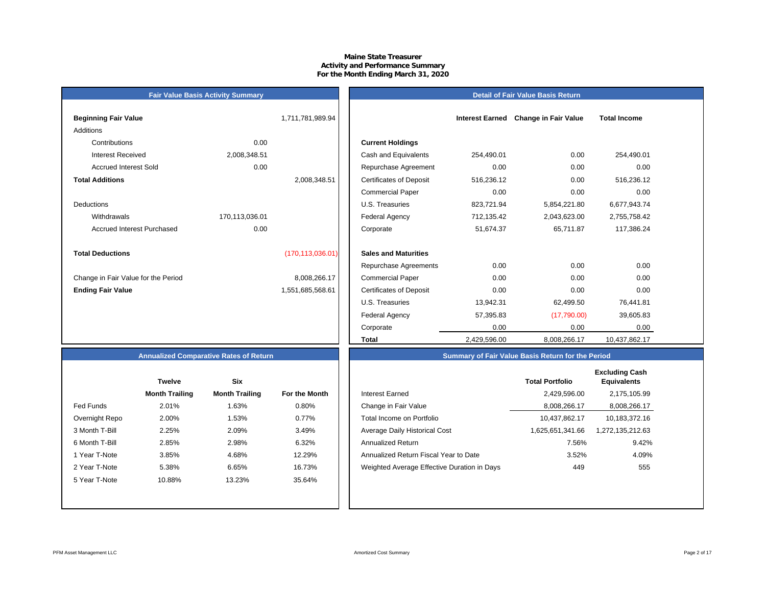# Maine State Treasurer
## Activity and Performance Summary
### For the Month Ending March 31, 2020

## Fair Value Basis Activity Summary

| | | |
|---|---|---|
| **Beginning Fair Value** | | 1,711,781,989.94 |
| Additions | | |
| Contributions | 0.00 | |
| Interest Received | 2,008,348.51 | |
| Accrued Interest Sold | 0.00 | |
| **Total Additions** | | 2,008,348.51 |
| Deductions | | |
| Withdrawals | 170,113,036.01 | |
| Accrued Interest Purchased | 0.00 | |
| **Total Deductions** | | (170,113,036.01) |
| Change in Fair Value for the Period | | 8,008,266.17 |
| **Ending Fair Value** | | 1,551,685,568.61 |

## Detail of Fair Value Basis Return

| | Interest Earned | Change in Fair Value | Total Income |
|---|---|---|---|
| **Current Holdings** | | | |
| Cash and Equivalents | 254,490.01 | 0.00 | 254,490.01 |
| Repurchase Agreement | 0.00 | 0.00 | 0.00 |
| Certificates of Deposit | 516,236.12 | 0.00 | 516,236.12 |
| Commercial Paper | 0.00 | 0.00 | 0.00 |
| U.S. Treasuries | 823,721.94 | 5,854,221.80 | 6,677,943.74 |
| Federal Agency | 712,135.42 | 2,043,623.00 | 2,755,758.42 |
| Corporate | 51,674.37 | 65,711.87 | 117,386.24 |
| **Sales and Maturities** | | | |
| Repurchase Agreements | 0.00 | 0.00 | 0.00 |
| Commercial Paper | 0.00 | 0.00 | 0.00 |
| Certificates of Deposit | 0.00 | 0.00 | 0.00 |
| U.S. Treasuries | 13,942.31 | 62,499.50 | 76,441.81 |
| Federal Agency | 57,395.83 | (17,790.00) | 39,605.83 |
| Corporate | 0.00 | 0.00 | 0.00 |
| **Total** | 2,429,596.00 | 8,008,266.17 | 10,437,862.17 |

## Annualized Comparative Rates of Return

| | Twelve Month Trailing | Six Month Trailing | For the Month |
|---|---|---|---|
| Fed Funds | 2.01% | 1.63% | 0.80% |
| Overnight Repo | 2.00% | 1.53% | 0.77% |
| 3 Month T-Bill | 2.25% | 2.09% | 3.49% |
| 6 Month T-Bill | 2.85% | 2.98% | 6.32% |
| 1 Year T-Note | 3.85% | 4.68% | 12.29% |
| 2 Year T-Note | 5.38% | 6.65% | 16.73% |
| 5 Year T-Note | 10.88% | 13.23% | 35.64% |

## Summary of Fair Value Basis Return for the Period

| | Total Portfolio | Excluding Cash Equivalents |
|---|---|---|
| Interest Earned | 2,429,596.00 | 2,175,105.99 |
| Change in Fair Value | 8,008,266.17 | 8,008,266.17 |
| Total Income on Portfolio | 10,437,862.17 | 10,183,372.16 |
| Average Daily Historical Cost | 1,625,651,341.66 | 1,272,135,212.63 |
| Annualized Return | 7.56% | 9.42% |
| Annualized Return Fiscal Year to Date | 3.52% | 4.09% |
| Weighted Average Effective Duration in Days | 449 | 555 |

PFM Asset Management LLC

Amortized Cost Summary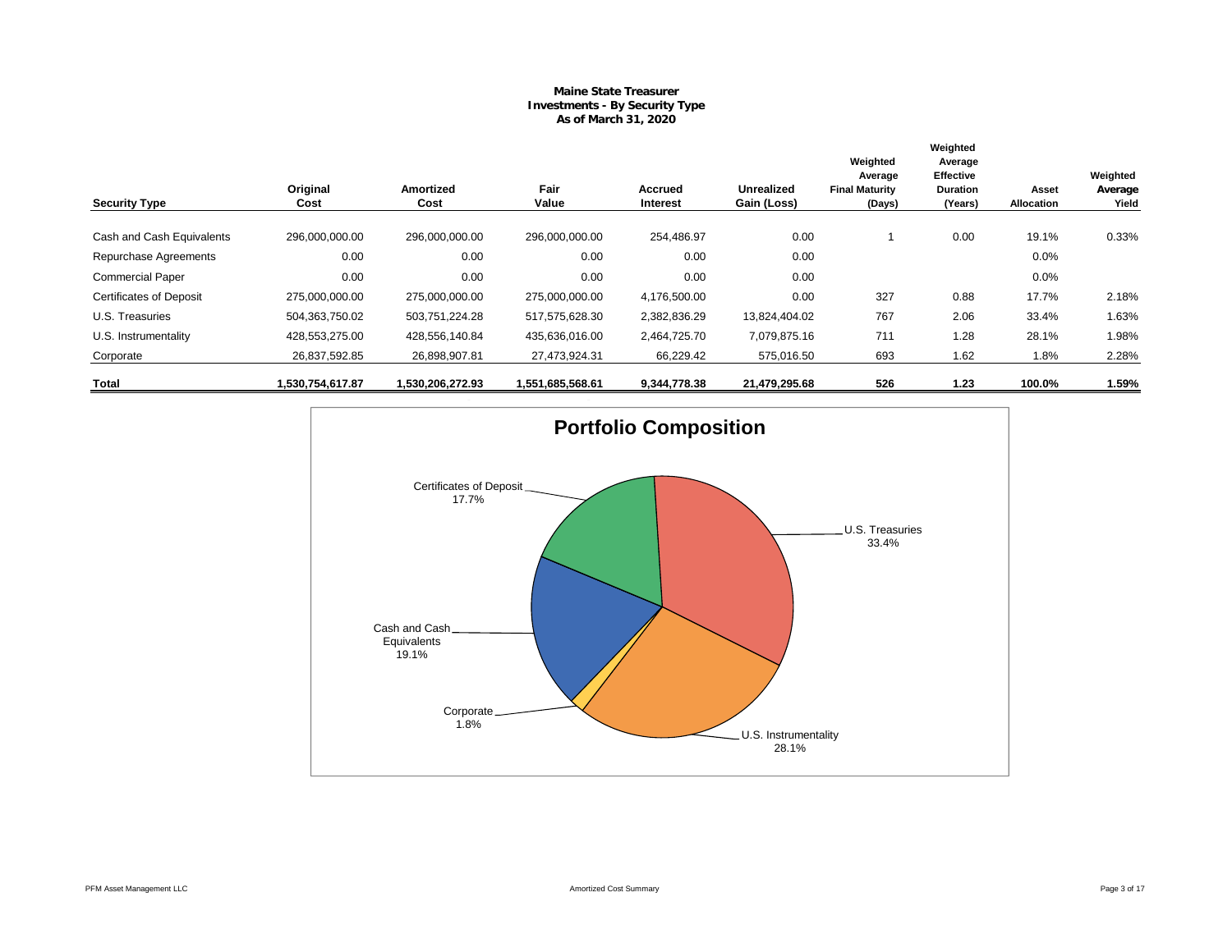**Maine State Treasurer**
**Investments - By Security Type**
**As of March 31, 2020**

| Security Type | Original Cost | Amortized Cost | Fair Value | Accrued Interest | Unrealized Gain (Loss) | Weighted Average Final Maturity (Days) | Weighted Average Effective Duration (Years) | Asset Allocation | Weighted Average Yield |
|---|---|---|---|---|---|---|---|---|---|
| Cash and Cash Equivalents | 296,000,000.00 | 296,000,000.00 | 296,000,000.00 | 254,486.97 | 0.00 | 1 | 0.00 | 19.1% | 0.33% |
| Repurchase Agreements | 0.00 | 0.00 | 0.00 | 0.00 | 0.00 | | | 0.0% | |
| Commercial Paper | 0.00 | 0.00 | 0.00 | 0.00 | 0.00 | | | 0.0% | |
| Certificates of Deposit | 275,000,000.00 | 275,000,000.00 | 275,000,000.00 | 4,176,500.00 | 0.00 | 327 | 0.88 | 17.7% | 2.18% |
| U.S. Treasuries | 504,363,750.02 | 503,751,224.28 | 517,575,628.30 | 2,382,836.29 | 13,824,404.02 | 767 | 2.06 | 33.4% | 1.63% |
| U.S. Instrumentality | 428,553,275.00 | 428,556,140.84 | 435,636,016.00 | 2,464,725.70 | 7,079,875.16 | 711 | 1.28 | 28.1% | 1.98% |
| Corporate | 26,837,592.85 | 26,898,907.81 | 27,473,924.31 | 66,229.42 | 575,016.50 | 693 | 1.62 | 1.8% | 2.28% |
| **Total** | **1,530,754,617.87** | **1,530,206,272.93** | **1,551,685,568.61** | **9,344,778.38** | **21,479,295.68** | **526** | **1.23** | **100.0%** | **1.59%** |

## Portfolio Composition

- Certificates of Deposit 17.7%
- U.S. Treasuries 33.4%
- Cash and Cash Equivalents 19.1%
- Corporate 1.8%
- U.S. Instrumentality 28.1%

PFM Asset Management LLC — Amortized Cost Summary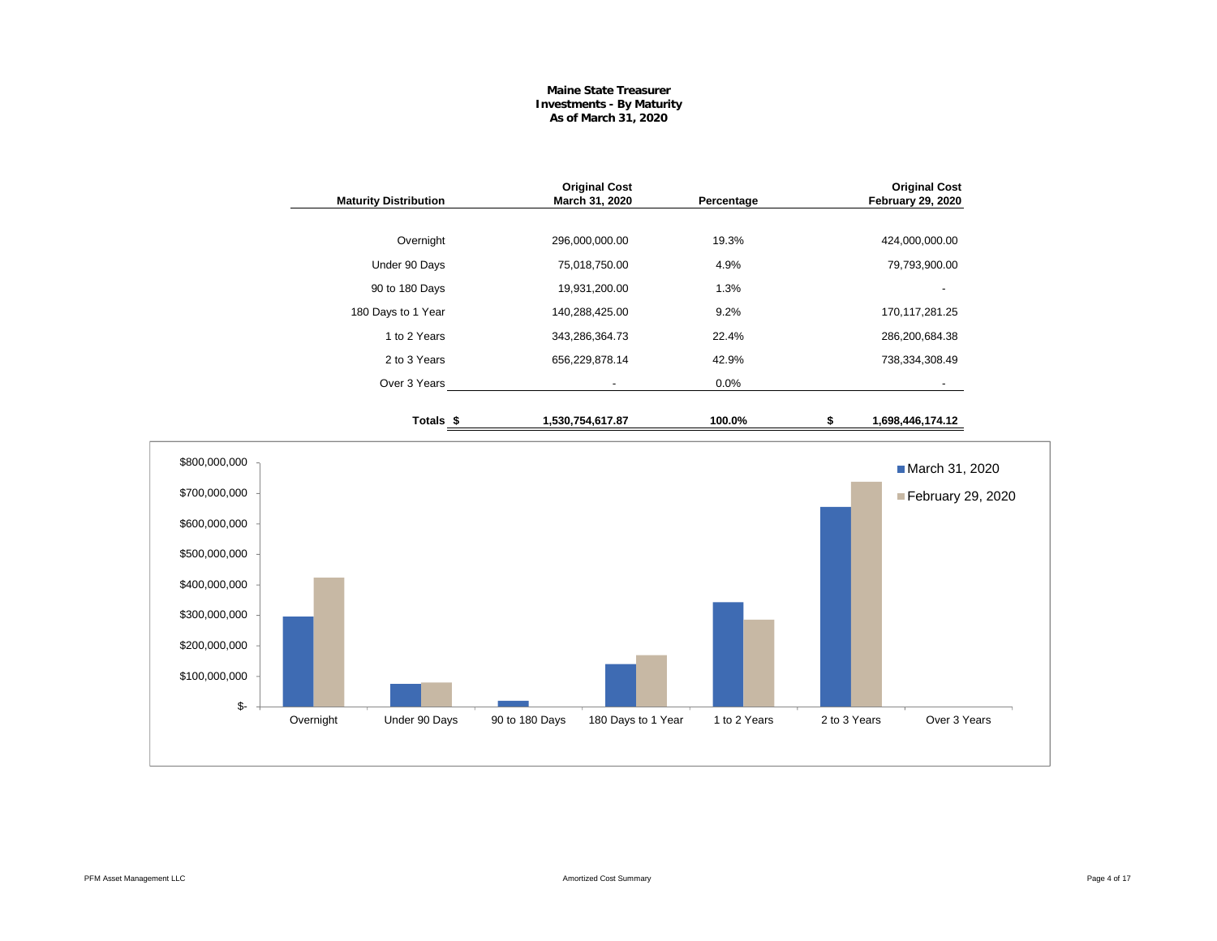# Maine State Treasurer
## Investments - By Maturity
### As of March 31, 2020

| Maturity Distribution | Original Cost March 31, 2020 | Percentage | Original Cost February 29, 2020 |
|---|---|---|---|
| Overnight | 296,000,000.00 | 19.3% | 424,000,000.00 |
| Under 90 Days | 75,018,750.00 | 4.9% | 79,793,900.00 |
| 90 to 180 Days | 19,931,200.00 | 1.3% | - |
| 180 Days to 1 Year | 140,288,425.00 | 9.2% | 170,117,281.25 |
| 1 to 2 Years | 343,286,364.73 | 22.4% | 286,200,684.38 |
| 2 to 3 Years | 656,229,878.14 | 42.9% | 738,334,308.49 |
| Over 3 Years | - | 0.0% | - |
| **Totals** | **$ 1,530,754,617.87** | **100.0%** | **$ 1,698,446,174.12** |

Chart legend: March 31, 2020; February 29, 2020

Y-axis: $-, $100,000,000, $200,000,000, $300,000,000, $400,000,000, $500,000,000, $600,000,000, $700,000,000, $800,000,000

X-axis: Overnight, Under 90 Days, 90 to 180 Days, 180 Days to 1 Year, 1 to 2 Years, 2 to 3 Years, Over 3 Years

PFM Asset Management LLC

Amortized Cost Summary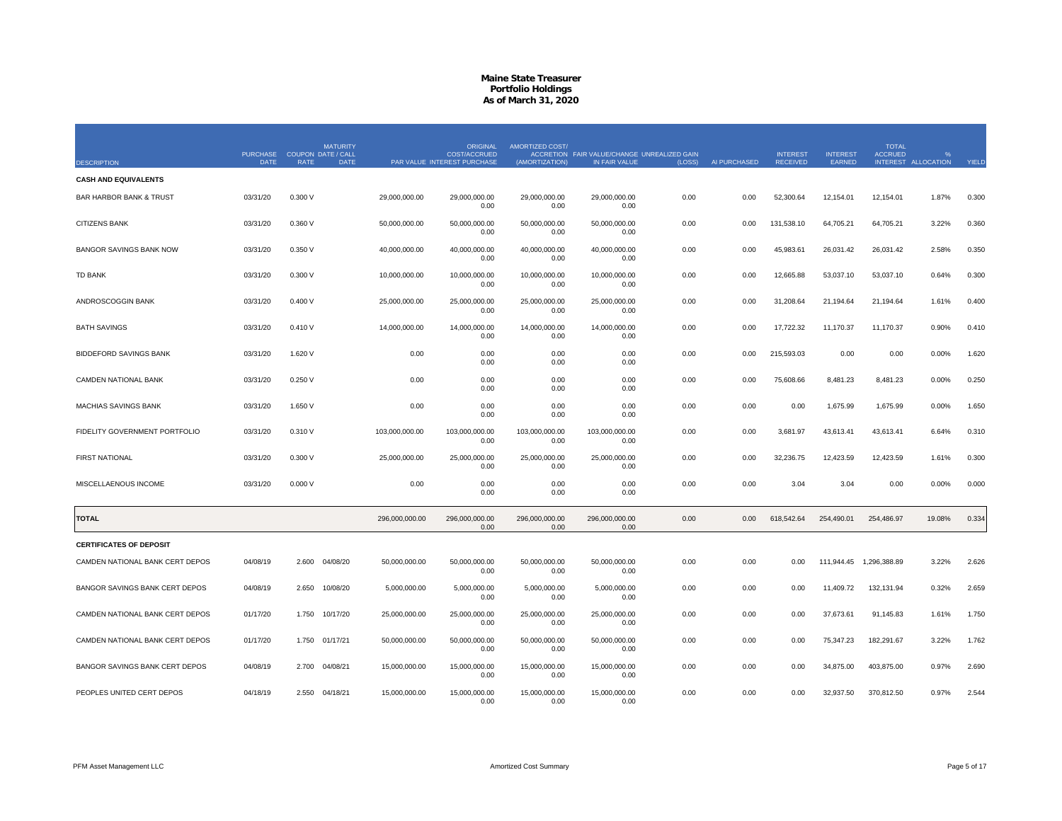# Maine State Treasurer
## Portfolio Holdings
### As of March 31, 2020

| DESCRIPTION | PURCHASE DATE | COUPON RATE | MATURITY DATE / CALL DATE | PAR VALUE | ORIGINAL COST/ACCRUED INTEREST PURCHASE | AMORTIZED COST/ ACCRETION (AMORTIZATION) | FAIR VALUE/CHANGE IN FAIR VALUE | UNREALIZED GAIN (LOSS) | AI PURCHASED | INTEREST RECEIVED | INTEREST EARNED | TOTAL ACCRUED INTEREST | % ALLOCATION | YIELD |
|---|---|---|---|---|---|---|---|---|---|---|---|---|---|---|
| **CASH AND EQUIVALENTS** | | | | | | | | | | | | | | |
| BAR HARBOR BANK & TRUST | 03/31/20 | 0.300 V | | 29,000,000.00 | 29,000,000.00<br>0.00 | 29,000,000.00<br>0.00 | 29,000,000.00<br>0.00 | 0.00 | 0.00 | 52,300.64 | 12,154.01 | 12,154.01 | 1.87% | 0.300 |
| CITIZENS BANK | 03/31/20 | 0.360 V | | 50,000,000.00 | 50,000,000.00<br>0.00 | 50,000,000.00<br>0.00 | 50,000,000.00<br>0.00 | 0.00 | 0.00 | 131,538.10 | 64,705.21 | 64,705.21 | 3.22% | 0.360 |
| BANGOR SAVINGS BANK NOW | 03/31/20 | 0.350 V | | 40,000,000.00 | 40,000,000.00<br>0.00 | 40,000,000.00<br>0.00 | 40,000,000.00<br>0.00 | 0.00 | 0.00 | 45,983.61 | 26,031.42 | 26,031.42 | 2.58% | 0.350 |
| TD BANK | 03/31/20 | 0.300 V | | 10,000,000.00 | 10,000,000.00<br>0.00 | 10,000,000.00<br>0.00 | 10,000,000.00<br>0.00 | 0.00 | 0.00 | 12,665.88 | 53,037.10 | 53,037.10 | 0.64% | 0.300 |
| ANDROSCOGGIN BANK | 03/31/20 | 0.400 V | | 25,000,000.00 | 25,000,000.00<br>0.00 | 25,000,000.00<br>0.00 | 25,000,000.00<br>0.00 | 0.00 | 0.00 | 31,208.64 | 21,194.64 | 21,194.64 | 1.61% | 0.400 |
| BATH SAVINGS | 03/31/20 | 0.410 V | | 14,000,000.00 | 14,000,000.00<br>0.00 | 14,000,000.00<br>0.00 | 14,000,000.00<br>0.00 | 0.00 | 0.00 | 17,722.32 | 11,170.37 | 11,170.37 | 0.90% | 0.410 |
| BIDDEFORD SAVINGS BANK | 03/31/20 | 1.620 V | | 0.00 | 0.00<br>0.00 | 0.00<br>0.00 | 0.00<br>0.00 | 0.00 | 0.00 | 215,593.03 | 0.00 | 0.00 | 0.00% | 1.620 |
| CAMDEN NATIONAL BANK | 03/31/20 | 0.250 V | | 0.00 | 0.00<br>0.00 | 0.00<br>0.00 | 0.00<br>0.00 | 0.00 | 0.00 | 75,608.66 | 8,481.23 | 8,481.23 | 0.00% | 0.250 |
| MACHIAS SAVINGS BANK | 03/31/20 | 1.650 V | | 0.00 | 0.00<br>0.00 | 0.00<br>0.00 | 0.00<br>0.00 | 0.00 | 0.00 | 0.00 | 1,675.99 | 1,675.99 | 0.00% | 1.650 |
| FIDELITY GOVERNMENT PORTFOLIO | 03/31/20 | 0.310 V | | 103,000,000.00 | 103,000,000.00<br>0.00 | 103,000,000.00<br>0.00 | 103,000,000.00<br>0.00 | 0.00 | 0.00 | 3,681.97 | 43,613.41 | 43,613.41 | 6.64% | 0.310 |
| FIRST NATIONAL | 03/31/20 | 0.300 V | | 25,000,000.00 | 25,000,000.00<br>0.00 | 25,000,000.00<br>0.00 | 25,000,000.00<br>0.00 | 0.00 | 0.00 | 32,236.75 | 12,423.59 | 12,423.59 | 1.61% | 0.300 |
| MISCELLAENOUS INCOME | 03/31/20 | 0.000 V | | 0.00 | 0.00<br>0.00 | 0.00<br>0.00 | 0.00<br>0.00 | 0.00 | 0.00 | 3.04 | 3.04 | 0.00 | 0.00% | 0.000 |
| **TOTAL** | | | | 296,000,000.00 | 296,000,000.00<br>0.00 | 296,000,000.00<br>0.00 | 296,000,000.00<br>0.00 | 0.00 | 0.00 | 618,542.64 | 254,490.01 | 254,486.97 | 19.08% | 0.334 |
| **CERTIFICATES OF DEPOSIT** | | | | | | | | | | | | | | |
| CAMDEN NATIONAL BANK CERT DEPOS | 04/08/19 | 2.600 | 04/08/20 | 50,000,000.00 | 50,000,000.00<br>0.00 | 50,000,000.00<br>0.00 | 50,000,000.00<br>0.00 | 0.00 | 0.00 | 0.00 | 111,944.45 | 1,296,388.89 | 3.22% | 2.626 |
| BANGOR SAVINGS BANK CERT DEPOS | 04/08/19 | 2.650 | 10/08/20 | 5,000,000.00 | 5,000,000.00<br>0.00 | 5,000,000.00<br>0.00 | 5,000,000.00<br>0.00 | 0.00 | 0.00 | 0.00 | 11,409.72 | 132,131.94 | 0.32% | 2.659 |
| CAMDEN NATIONAL BANK CERT DEPOS | 01/17/20 | 1.750 | 10/17/20 | 25,000,000.00 | 25,000,000.00<br>0.00 | 25,000,000.00<br>0.00 | 25,000,000.00<br>0.00 | 0.00 | 0.00 | 0.00 | 37,673.61 | 91,145.83 | 1.61% | 1.750 |
| CAMDEN NATIONAL BANK CERT DEPOS | 01/17/20 | 1.750 | 01/17/21 | 50,000,000.00 | 50,000,000.00<br>0.00 | 50,000,000.00<br>0.00 | 50,000,000.00<br>0.00 | 0.00 | 0.00 | 0.00 | 75,347.23 | 182,291.67 | 3.22% | 1.762 |
| BANGOR SAVINGS BANK CERT DEPOS | 04/08/19 | 2.700 | 04/08/21 | 15,000,000.00 | 15,000,000.00<br>0.00 | 15,000,000.00<br>0.00 | 15,000,000.00<br>0.00 | 0.00 | 0.00 | 0.00 | 34,875.00 | 403,875.00 | 0.97% | 2.690 |
| PEOPLES UNITED CERT DEPOS | 04/18/19 | 2.550 | 04/18/21 | 15,000,000.00 | 15,000,000.00<br>0.00 | 15,000,000.00<br>0.00 | 15,000,000.00<br>0.00 | 0.00 | 0.00 | 0.00 | 32,937.50 | 370,812.50 | 0.97% | 2.544 |

PFM Asset Management LLC — Amortized Cost Summary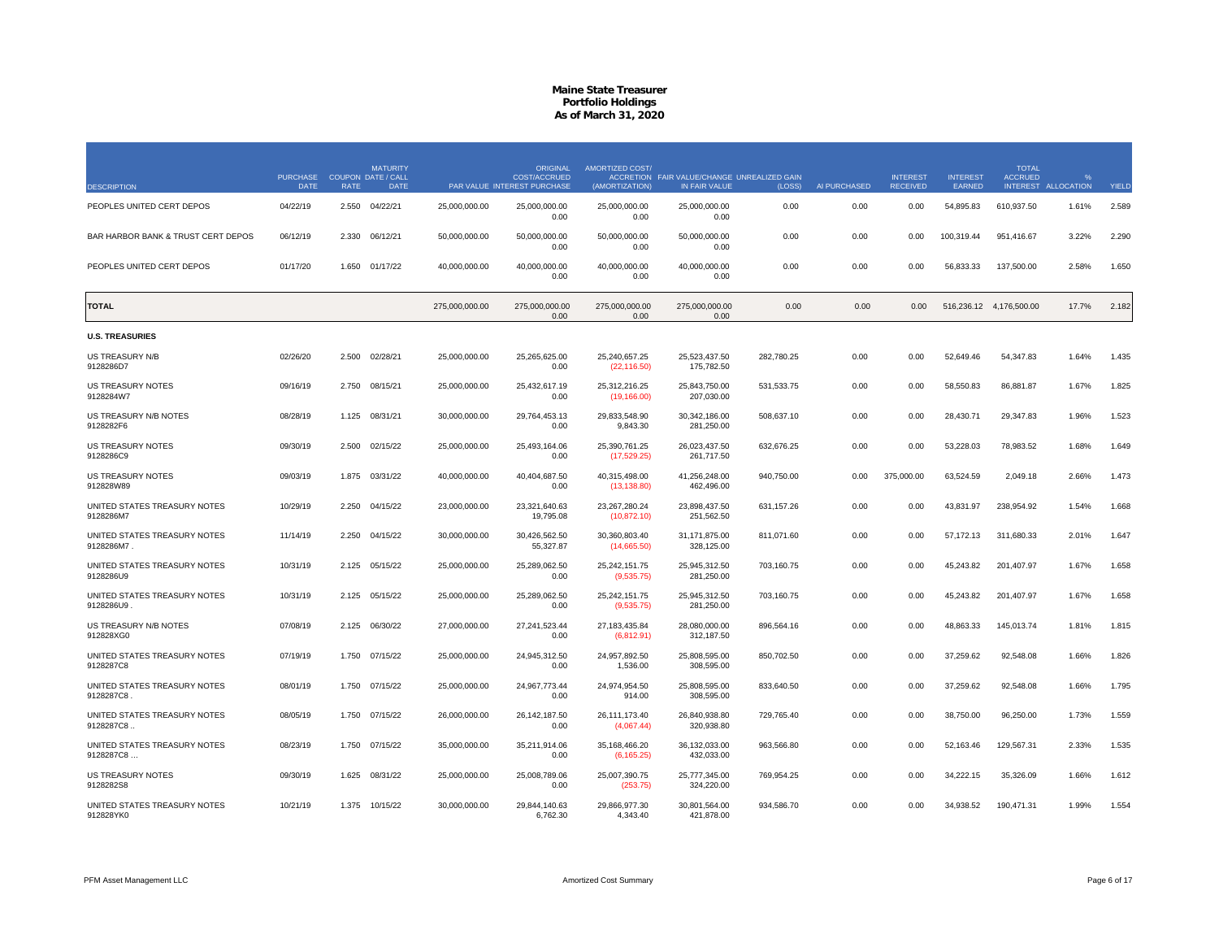# Maine State Treasurer
## Portfolio Holdings
### As of March 31, 2020

| DESCRIPTION | PURCHASE DATE | COUPON RATE | MATURITY DATE / CALL DATE | PAR VALUE | ORIGINAL COST/ACCRUED INTEREST PURCHASE | AMORTIZED COST/ ACCRETION (AMORTIZATION) | FAIR VALUE/CHANGE IN FAIR VALUE | UNREALIZED GAIN (LOSS) | AI PURCHASED | INTEREST RECEIVED | INTEREST EARNED | TOTAL ACCRUED INTEREST | % ALLOCATION | YIELD |
|---|---|---|---|---|---|---|---|---|---|---|---|---|---|---|
| PEOPLES UNITED CERT DEPOS | 04/22/19 | 2.550 | 04/22/21 | 25,000,000.00 | 25,000,000.00<br>0.00 | 25,000,000.00<br>0.00 | 25,000,000.00<br>0.00 | 0.00 | 0.00 | 0.00 | 54,895.83 | 610,937.50 | 1.61% | 2.589 |
| BAR HARBOR BANK & TRUST CERT DEPOS | 06/12/19 | 2.330 | 06/12/21 | 50,000,000.00 | 50,000,000.00<br>0.00 | 50,000,000.00<br>0.00 | 50,000,000.00<br>0.00 | 0.00 | 0.00 | 0.00 | 100,319.44 | 951,416.67 | 3.22% | 2.290 |
| PEOPLES UNITED CERT DEPOS | 01/17/20 | 1.650 | 01/17/22 | 40,000,000.00 | 40,000,000.00<br>0.00 | 40,000,000.00<br>0.00 | 40,000,000.00<br>0.00 | 0.00 | 0.00 | 0.00 | 56,833.33 | 137,500.00 | 2.58% | 1.650 |
| **TOTAL** | | | | 275,000,000.00 | 275,000,000.00<br>0.00 | 275,000,000.00<br>0.00 | 275,000,000.00<br>0.00 | 0.00 | 0.00 | 0.00 | 516,236.12 | 4,176,500.00 | 17.7% | 2.182 |
| **U.S. TREASURIES** | | | | | | | | | | | | | | |
| US TREASURY N/B<br>9128286D7 | 02/26/20 | 2.500 | 02/28/21 | 25,000,000.00 | 25,265,625.00<br>0.00 | 25,240,657.25<br>(22,116.50) | 25,523,437.50<br>175,782.50 | 282,780.25 | 0.00 | 0.00 | 52,649.46 | 54,347.83 | 1.64% | 1.435 |
| US TREASURY NOTES<br>9128284W7 | 09/16/19 | 2.750 | 08/15/21 | 25,000,000.00 | 25,432,617.19<br>0.00 | 25,312,216.25<br>(19,166.00) | 25,843,750.00<br>207,030.00 | 531,533.75 | 0.00 | 0.00 | 58,550.83 | 86,881.87 | 1.67% | 1.825 |
| US TREASURY N/B NOTES<br>9128282F6 | 08/28/19 | 1.125 | 08/31/21 | 30,000,000.00 | 29,764,453.13<br>0.00 | 29,833,548.90<br>9,843.30 | 30,342,186.00<br>281,250.00 | 508,637.10 | 0.00 | 0.00 | 28,430.71 | 29,347.83 | 1.96% | 1.523 |
| US TREASURY NOTES<br>9128286C9 | 09/30/19 | 2.500 | 02/15/22 | 25,000,000.00 | 25,493,164.06<br>0.00 | 25,390,761.25<br>(17,529.25) | 26,023,437.50<br>261,717.50 | 632,676.25 | 0.00 | 0.00 | 53,228.03 | 78,983.52 | 1.68% | 1.649 |
| US TREASURY NOTES<br>912828W89 | 09/03/19 | 1.875 | 03/31/22 | 40,000,000.00 | 40,404,687.50<br>0.00 | 40,315,498.00<br>(13,138.80) | 41,256,248.00<br>462,496.00 | 940,750.00 | 0.00 | 375,000.00 | 63,524.59 | 2,049.18 | 2.66% | 1.473 |
| UNITED STATES TREASURY NOTES<br>9128286M7 | 10/29/19 | 2.250 | 04/15/22 | 23,000,000.00 | 23,321,640.63<br>19,795.08 | 23,267,280.24<br>(10,872.10) | 23,898,437.50<br>251,562.50 | 631,157.26 | 0.00 | 0.00 | 43,831.97 | 238,954.92 | 1.54% | 1.668 |
| UNITED STATES TREASURY NOTES<br>9128286M7 . | 11/14/19 | 2.250 | 04/15/22 | 30,000,000.00 | 30,426,562.50<br>55,327.87 | 30,360,803.40<br>(14,665.50) | 31,171,875.00<br>328,125.00 | 811,071.60 | 0.00 | 0.00 | 57,172.13 | 311,680.33 | 2.01% | 1.647 |
| UNITED STATES TREASURY NOTES<br>9128286U9 | 10/31/19 | 2.125 | 05/15/22 | 25,000,000.00 | 25,289,062.50<br>0.00 | 25,242,151.75<br>(9,535.75) | 25,945,312.50<br>281,250.00 | 703,160.75 | 0.00 | 0.00 | 45,243.82 | 201,407.97 | 1.67% | 1.658 |
| UNITED STATES TREASURY NOTES<br>9128286U9 . | 10/31/19 | 2.125 | 05/15/22 | 25,000,000.00 | 25,289,062.50<br>0.00 | 25,242,151.75<br>(9,535.75) | 25,945,312.50<br>281,250.00 | 703,160.75 | 0.00 | 0.00 | 45,243.82 | 201,407.97 | 1.67% | 1.658 |
| US TREASURY N/B NOTES<br>912828XG0 | 07/08/19 | 2.125 | 06/30/22 | 27,000,000.00 | 27,241,523.44<br>0.00 | 27,183,435.84<br>(6,812.91) | 28,080,000.00<br>312,187.50 | 896,564.16 | 0.00 | 0.00 | 48,863.33 | 145,013.74 | 1.81% | 1.815 |
| UNITED STATES TREASURY NOTES<br>9128287C8 | 07/19/19 | 1.750 | 07/15/22 | 25,000,000.00 | 24,945,312.50<br>0.00 | 24,957,892.50<br>1,536.00 | 25,808,595.00<br>308,595.00 | 850,702.50 | 0.00 | 0.00 | 37,259.62 | 92,548.08 | 1.66% | 1.826 |
| UNITED STATES TREASURY NOTES<br>9128287C8 . | 08/01/19 | 1.750 | 07/15/22 | 25,000,000.00 | 24,967,773.44<br>0.00 | 24,974,954.50<br>914.00 | 25,808,595.00<br>308,595.00 | 833,640.50 | 0.00 | 0.00 | 37,259.62 | 92,548.08 | 1.66% | 1.795 |
| UNITED STATES TREASURY NOTES<br>9128287C8 .. | 08/05/19 | 1.750 | 07/15/22 | 26,000,000.00 | 26,142,187.50<br>0.00 | 26,111,173.40<br>(4,067.44) | 26,840,938.80<br>320,938.80 | 729,765.40 | 0.00 | 0.00 | 38,750.00 | 96,250.00 | 1.73% | 1.559 |
| UNITED STATES TREASURY NOTES<br>9128287C8 ... | 08/23/19 | 1.750 | 07/15/22 | 35,000,000.00 | 35,211,914.06<br>0.00 | 35,168,466.20<br>(6,165.25) | 36,132,033.00<br>432,033.00 | 963,566.80 | 0.00 | 0.00 | 52,163.46 | 129,567.31 | 2.33% | 1.535 |
| US TREASURY NOTES<br>9128282S8 | 09/30/19 | 1.625 | 08/31/22 | 25,000,000.00 | 25,008,789.06<br>0.00 | 25,007,390.75<br>(253.75) | 25,777,345.00<br>324,220.00 | 769,954.25 | 0.00 | 0.00 | 34,222.15 | 35,326.09 | 1.66% | 1.612 |
| UNITED STATES TREASURY NOTES<br>912828YK0 | 10/21/19 | 1.375 | 10/15/22 | 30,000,000.00 | 29,844,140.63<br>6,762.30 | 29,866,977.30<br>4,343.40 | 30,801,564.00<br>421,878.00 | 934,586.70 | 0.00 | 0.00 | 34,938.52 | 190,471.31 | 1.99% | 1.554 |

PFM Asset Management LLC — Amortized Cost Summary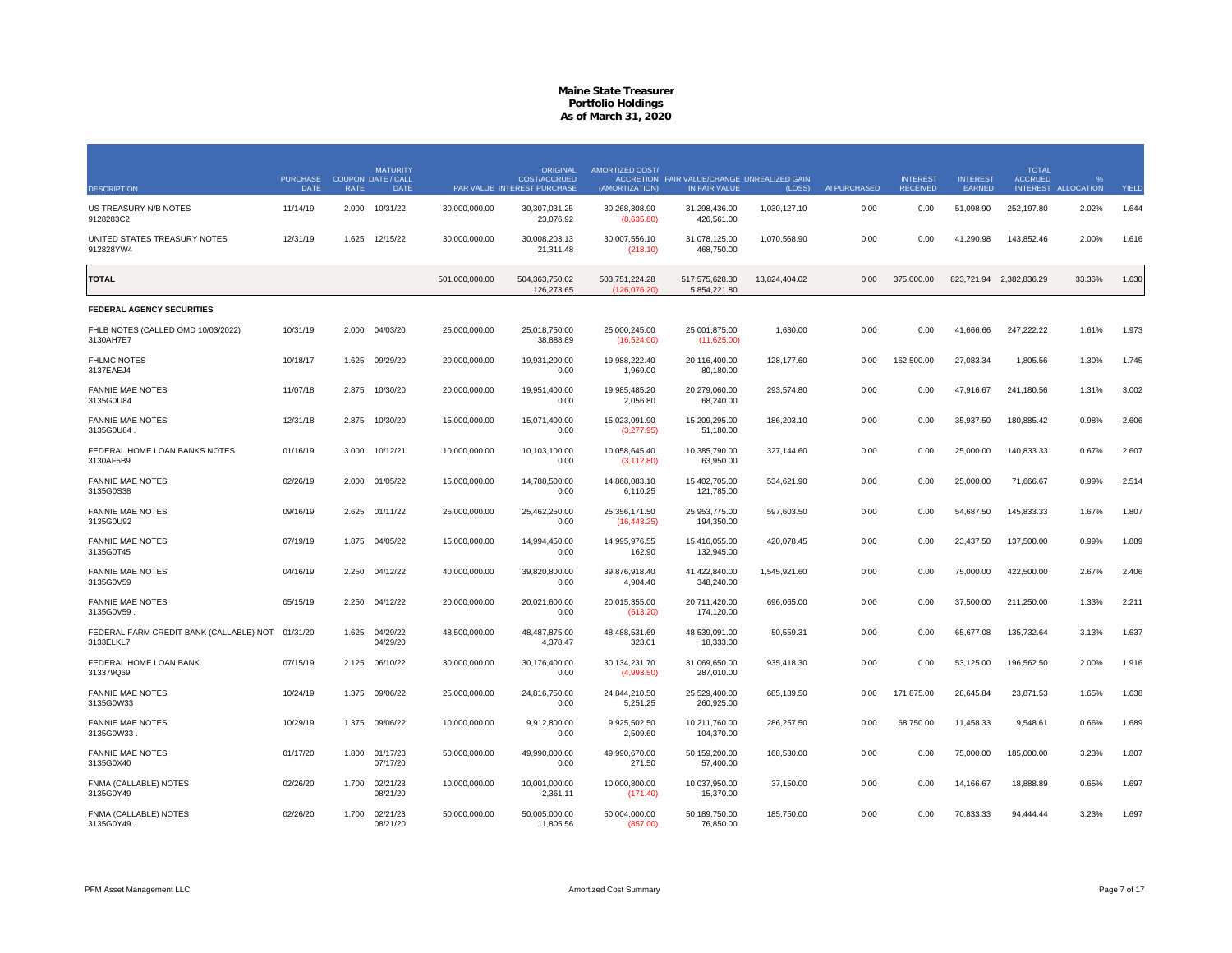# Maine State Treasurer
## Portfolio Holdings
### As of March 31, 2020

| DESCRIPTION | PURCHASE DATE | COUPON RATE | MATURITY DATE / CALL DATE | PAR VALUE | ORIGINAL COST/ACCRUED INTEREST PURCHASE | AMORTIZED COST/ ACCRETION (AMORTIZATION) | FAIR VALUE/CHANGE IN FAIR VALUE | UNREALIZED GAIN (LOSS) | AI PURCHASED | INTEREST RECEIVED | INTEREST EARNED | TOTAL ACCRUED INTEREST | % ALLOCATION | YIELD |
|---|---|---|---|---|---|---|---|---|---|---|---|---|---|---|
| US TREASURY N/B NOTES 9128283C2 | 11/14/19 | 2.000 | 10/31/22 | 30,000,000.00 | 30,307,031.25 23,076.92 | 30,268,308.90 (8,635.80) | 31,298,436.00 426,561.00 | 1,030,127.10 | 0.00 | 0.00 | 51,098.90 | 252,197.80 | 2.02% | 1.644 |
| UNITED STATES TREASURY NOTES 912828YW4 | 12/31/19 | 1.625 | 12/15/22 | 30,000,000.00 | 30,008,203.13 21,311.48 | 30,007,556.10 (218.10) | 31,078,125.00 468,750.00 | 1,070,568.90 | 0.00 | 0.00 | 41,290.98 | 143,852.46 | 2.00% | 1.616 |
| **TOTAL** | | | | 501,000,000.00 | 504,363,750.02 126,273.65 | 503,751,224.28 (126,076.20) | 517,575,628.30 5,854,221.80 | 13,824,404.02 | 0.00 | 375,000.00 | 823,721.94 | 2,382,836.29 | 33.36% | 1.630 |
| **FEDERAL AGENCY SECURITIES** | | | | | | | | | | | | | | |
| FHLB NOTES (CALLED OMD 10/03/2022) 3130AH7E7 | 10/31/19 | 2.000 | 04/03/20 | 25,000,000.00 | 25,018,750.00 38,888.89 | 25,000,245.00 (16,524.00) | 25,001,875.00 (11,625.00) | 1,630.00 | 0.00 | 0.00 | 41,666.66 | 247,222.22 | 1.61% | 1.973 |
| FHLMC NOTES 3137EAEJ4 | 10/18/17 | 1.625 | 09/29/20 | 20,000,000.00 | 19,931,200.00 0.00 | 19,988,222.40 1,969.00 | 20,116,400.00 80,180.00 | 128,177.60 | 0.00 | 162,500.00 | 27,083.34 | 1,805.56 | 1.30% | 1.745 |
| FANNIE MAE NOTES 3135G0U84 | 11/07/18 | 2.875 | 10/30/20 | 20,000,000.00 | 19,951,400.00 0.00 | 19,985,485.20 2,056.80 | 20,279,060.00 68,240.00 | 293,574.80 | 0.00 | 0.00 | 47,916.67 | 241,180.56 | 1.31% | 3.002 |
| FANNIE MAE NOTES 3135G0U84 . | 12/31/18 | 2.875 | 10/30/20 | 15,000,000.00 | 15,071,400.00 0.00 | 15,023,091.90 (3,277.95) | 15,209,295.00 51,180.00 | 186,203.10 | 0.00 | 0.00 | 35,937.50 | 180,885.42 | 0.98% | 2.606 |
| FEDERAL HOME LOAN BANKS NOTES 3130AF5B9 | 01/16/19 | 3.000 | 10/12/21 | 10,000,000.00 | 10,103,100.00 0.00 | 10,058,645.40 (3,112.80) | 10,385,790.00 63,950.00 | 327,144.60 | 0.00 | 0.00 | 25,000.00 | 140,833.33 | 0.67% | 2.607 |
| FANNIE MAE NOTES 3135G0S38 | 02/26/19 | 2.000 | 01/05/22 | 15,000,000.00 | 14,788,500.00 0.00 | 14,868,083.10 6,110.25 | 15,402,705.00 121,785.00 | 534,621.90 | 0.00 | 0.00 | 25,000.00 | 71,666.67 | 0.99% | 2.514 |
| FANNIE MAE NOTES 3135G0U92 | 09/16/19 | 2.625 | 01/11/22 | 25,000,000.00 | 25,462,250.00 0.00 | 25,356,171.50 (16,443.25) | 25,953,775.00 194,350.00 | 597,603.50 | 0.00 | 0.00 | 54,687.50 | 145,833.33 | 1.67% | 1.807 |
| FANNIE MAE NOTES 3135G0T45 | 07/19/19 | 1.875 | 04/05/22 | 15,000,000.00 | 14,994,450.00 0.00 | 14,995,976.55 162.90 | 15,416,055.00 132,945.00 | 420,078.45 | 0.00 | 0.00 | 23,437.50 | 137,500.00 | 0.99% | 1.889 |
| FANNIE MAE NOTES 3135G0V59 | 04/16/19 | 2.250 | 04/12/22 | 40,000,000.00 | 39,820,800.00 0.00 | 39,876,918.40 4,904.40 | 41,422,840.00 348,240.00 | 1,545,921.60 | 0.00 | 0.00 | 75,000.00 | 422,500.00 | 2.67% | 2.406 |
| FANNIE MAE NOTES 3135G0V59 . | 05/15/19 | 2.250 | 04/12/22 | 20,000,000.00 | 20,021,600.00 0.00 | 20,015,355.00 (613.20) | 20,711,420.00 174,120.00 | 696,065.00 | 0.00 | 0.00 | 37,500.00 | 211,250.00 | 1.33% | 2.211 |
| FEDERAL FARM CREDIT BANK (CALLABLE) NOT 3133ELKL7 | 01/31/20 | 1.625 | 04/29/22 04/29/20 | 48,500,000.00 | 48,487,875.00 4,378.47 | 48,488,531.69 323.01 | 48,539,091.00 18,333.00 | 50,559.31 | 0.00 | 0.00 | 65,677.08 | 135,732.64 | 3.13% | 1.637 |
| FEDERAL HOME LOAN BANK 313379Q69 | 07/15/19 | 2.125 | 06/10/22 | 30,000,000.00 | 30,176,400.00 0.00 | 30,134,231.70 (4,993.50) | 31,069,650.00 287,010.00 | 935,418.30 | 0.00 | 0.00 | 53,125.00 | 196,562.50 | 2.00% | 1.916 |
| FANNIE MAE NOTES 3135G0W33 | 10/24/19 | 1.375 | 09/06/22 | 25,000,000.00 | 24,816,750.00 0.00 | 24,844,210.50 5,251.25 | 25,529,400.00 260,925.00 | 685,189.50 | 0.00 | 171,875.00 | 28,645.84 | 23,871.53 | 1.65% | 1.638 |
| FANNIE MAE NOTES 3135G0W33 . | 10/29/19 | 1.375 | 09/06/22 | 10,000,000.00 | 9,912,800.00 0.00 | 9,925,502.50 2,509.60 | 10,211,760.00 104,370.00 | 286,257.50 | 0.00 | 68,750.00 | 11,458.33 | 9,548.61 | 0.66% | 1.689 |
| FANNIE MAE NOTES 3135G0X40 | 01/17/20 | 1.800 | 01/17/23 07/17/20 | 50,000,000.00 | 49,990,000.00 0.00 | 49,990,670.00 271.50 | 50,159,200.00 57,400.00 | 168,530.00 | 0.00 | 0.00 | 75,000.00 | 185,000.00 | 3.23% | 1.807 |
| FNMA (CALLABLE) NOTES 3135G0Y49 | 02/26/20 | 1.700 | 02/21/23 08/21/20 | 10,000,000.00 | 10,001,000.00 2,361.11 | 10,000,800.00 (171.40) | 10,037,950.00 15,370.00 | 37,150.00 | 0.00 | 0.00 | 14,166.67 | 18,888.89 | 0.65% | 1.697 |
| FNMA (CALLABLE) NOTES 3135G0Y49 . | 02/26/20 | 1.700 | 02/21/23 08/21/20 | 50,000,000.00 | 50,005,000.00 11,805.56 | 50,004,000.00 (857.00) | 50,189,750.00 76,850.00 | 185,750.00 | 0.00 | 0.00 | 70,833.33 | 94,444.44 | 3.23% | 1.697 |

PFM Asset Management LLC — Amortized Cost Summary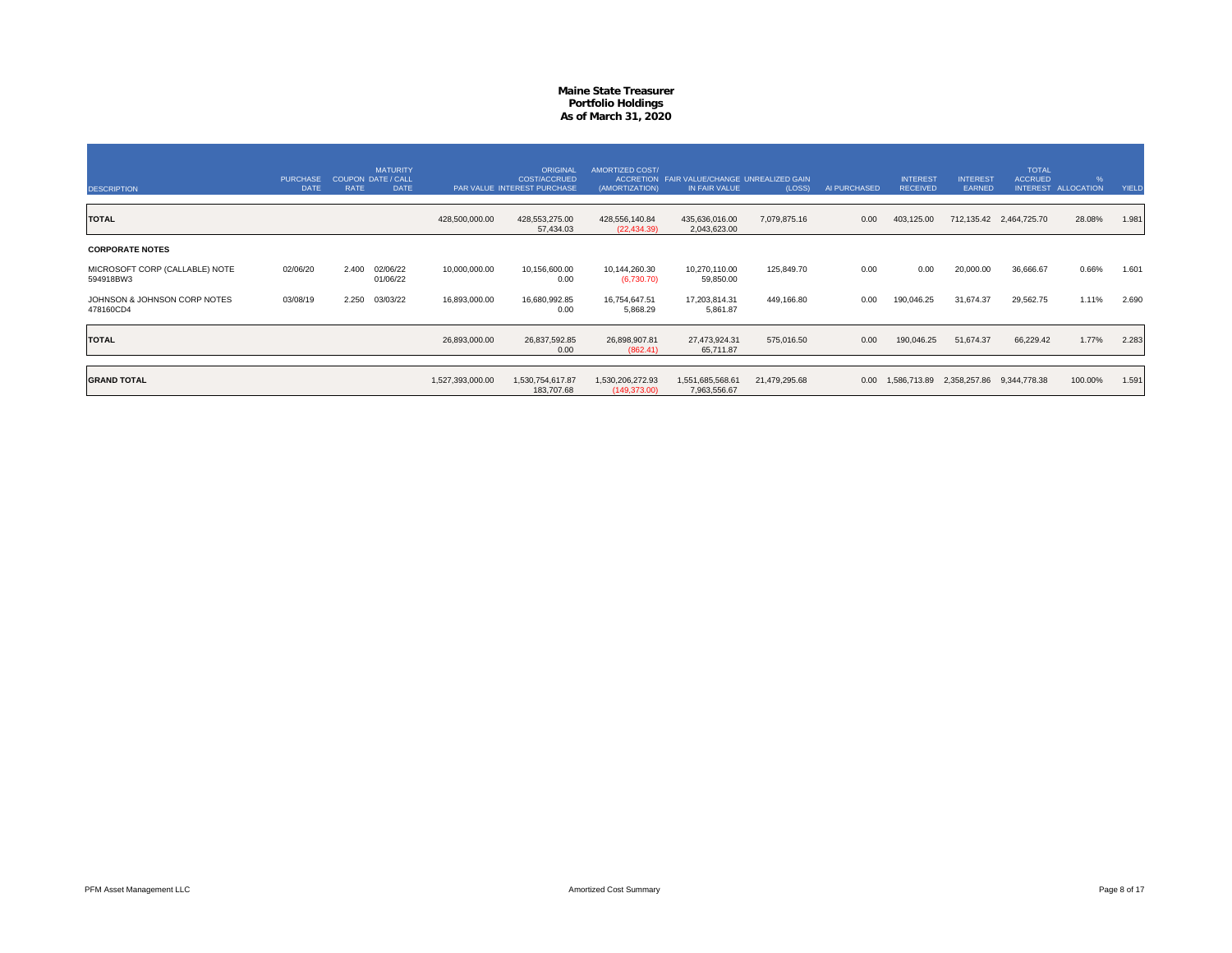# Maine State Treasurer
## Portfolio Holdings
### As of March 31, 2020

| DESCRIPTION | PURCHASE DATE | COUPON RATE | MATURITY DATE / CALL DATE | PAR VALUE | ORIGINAL COST/ACCRUED INTEREST PURCHASE | AMORTIZED COST/ ACCRETION (AMORTIZATION) | FAIR VALUE/CHANGE IN FAIR VALUE | UNREALIZED GAIN (LOSS) | AI PURCHASED | INTEREST RECEIVED | INTEREST EARNED | TOTAL ACCRUED INTEREST | % ALLOCATION | YIELD |
|---|---|---|---|---|---|---|---|---|---|---|---|---|---|---|
| **TOTAL** | | | | 428,500,000.00 | 428,553,275.00<br>57,434.03 | 428,556,140.84<br>(22,434.39) | 435,636,016.00<br>2,043,623.00 | 7,079,875.16 | 0.00 | 403,125.00 | 712,135.42 | 2,464,725.70 | 28.08% | 1.981 |
| **CORPORATE NOTES** | | | | | | | | | | | | | | |
| MICROSOFT CORP (CALLABLE) NOTE<br>594918BW3 | 02/06/20 | 2.400 | 02/06/22<br>01/06/22 | 10,000,000.00 | 10,156,600.00<br>0.00 | 10,144,260.30<br>(6,730.70) | 10,270,110.00<br>59,850.00 | 125,849.70 | 0.00 | 0.00 | 20,000.00 | 36,666.67 | 0.66% | 1.601 |
| JOHNSON & JOHNSON CORP NOTES<br>478160CD4 | 03/08/19 | 2.250 | 03/03/22 | 16,893,000.00 | 16,680,992.85<br>0.00 | 16,754,647.51<br>5,868.29 | 17,203,814.31<br>5,861.87 | 449,166.80 | 0.00 | 190,046.25 | 31,674.37 | 29,562.75 | 1.11% | 2.690 |
| **TOTAL** | | | | 26,893,000.00 | 26,837,592.85<br>0.00 | 26,898,907.81<br>(862.41) | 27,473,924.31<br>65,711.87 | 575,016.50 | 0.00 | 190,046.25 | 51,674.37 | 66,229.42 | 1.77% | 2.283 |
| **GRAND TOTAL** | | | | 1,527,393,000.00 | 1,530,754,617.87<br>183,707.68 | 1,530,206,272.93<br>(149,373.00) | 1,551,685,568.61<br>7,963,556.67 | 21,479,295.68 | 0.00 | 1,586,713.89 | 2,358,257.86 | 9,344,778.38 | 100.00% | 1.591 |

PFM Asset Management LLC — Amortized Cost Summary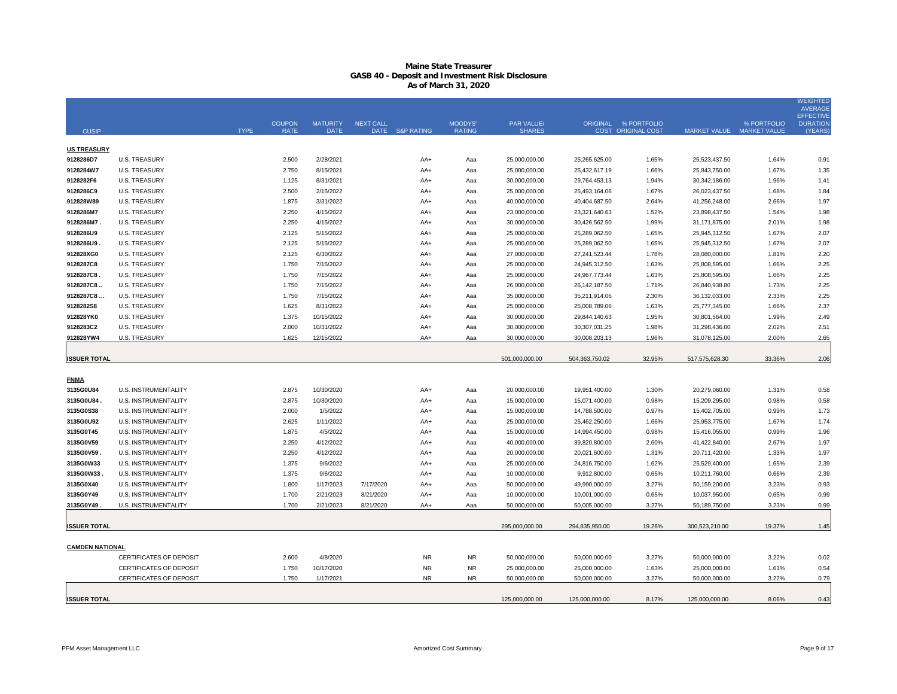# Maine State Treasurer
## GASB 40 - Deposit and Investment Risk Disclosure
### As of March 31, 2020

| CUSIP | TYPE | COUPON RATE | MATURITY DATE | NEXT CALL DATE | S&P RATING | MOODYS' RATING | PAR VALUE/ SHARES | ORIGINAL COST | % PORTFOLIO ORIGINAL COST | MARKET VALUE | % PORTFOLIO MARKET VALUE | WEIGHTED AVERAGE EFFECTIVE DURATION (YEARS) |
|---|---|---|---|---|---|---|---|---|---|---|---|---|
| **US TREASURY** | | | | | | | | | | | | |
| 9128286D7 | U.S. TREASURY | 2.500 | 2/28/2021 | | AA+ | Aaa | 25,000,000.00 | 25,265,625.00 | 1.65% | 25,523,437.50 | 1.64% | 0.91 |
| 9128284W7 | U.S. TREASURY | 2.750 | 8/15/2021 | | AA+ | Aaa | 25,000,000.00 | 25,432,617.19 | 1.66% | 25,843,750.00 | 1.67% | 1.35 |
| 9128282F6 | U.S. TREASURY | 1.125 | 8/31/2021 | | AA+ | Aaa | 30,000,000.00 | 29,764,453.13 | 1.94% | 30,342,186.00 | 1.96% | 1.41 |
| 9128286C9 | U.S. TREASURY | 2.500 | 2/15/2022 | | AA+ | Aaa | 25,000,000.00 | 25,493,164.06 | 1.67% | 26,023,437.50 | 1.68% | 1.84 |
| 912828W89 | U.S. TREASURY | 1.875 | 3/31/2022 | | AA+ | Aaa | 40,000,000.00 | 40,404,687.50 | 2.64% | 41,256,248.00 | 2.66% | 1.97 |
| 9128286M7 | U.S. TREASURY | 2.250 | 4/15/2022 | | AA+ | Aaa | 23,000,000.00 | 23,321,640.63 | 1.52% | 23,898,437.50 | 1.54% | 1.98 |
| 9128286M7 . | U.S. TREASURY | 2.250 | 4/15/2022 | | AA+ | Aaa | 30,000,000.00 | 30,426,562.50 | 1.99% | 31,171,875.00 | 2.01% | 1.98 |
| 9128286U9 | U.S. TREASURY | 2.125 | 5/15/2022 | | AA+ | Aaa | 25,000,000.00 | 25,289,062.50 | 1.65% | 25,945,312.50 | 1.67% | 2.07 |
| 9128286U9 . | U.S. TREASURY | 2.125 | 5/15/2022 | | AA+ | Aaa | 25,000,000.00 | 25,289,062.50 | 1.65% | 25,945,312.50 | 1.67% | 2.07 |
| 912828XG0 | U.S. TREASURY | 2.125 | 6/30/2022 | | AA+ | Aaa | 27,000,000.00 | 27,241,523.44 | 1.78% | 28,080,000.00 | 1.81% | 2.20 |
| 9128287C8 | U.S. TREASURY | 1.750 | 7/15/2022 | | AA+ | Aaa | 25,000,000.00 | 24,945,312.50 | 1.63% | 25,808,595.00 | 1.66% | 2.25 |
| 9128287C8 . | U.S. TREASURY | 1.750 | 7/15/2022 | | AA+ | Aaa | 25,000,000.00 | 24,967,773.44 | 1.63% | 25,808,595.00 | 1.66% | 2.25 |
| 9128287C8 .. | U.S. TREASURY | 1.750 | 7/15/2022 | | AA+ | Aaa | 26,000,000.00 | 26,142,187.50 | 1.71% | 26,840,938.80 | 1.73% | 2.25 |
| 9128287C8 ... | U.S. TREASURY | 1.750 | 7/15/2022 | | AA+ | Aaa | 35,000,000.00 | 35,211,914.06 | 2.30% | 36,132,033.00 | 2.33% | 2.25 |
| 9128282S8 | U.S. TREASURY | 1.625 | 8/31/2022 | | AA+ | Aaa | 25,000,000.00 | 25,008,789.06 | 1.63% | 25,777,345.00 | 1.66% | 2.37 |
| 912828YK0 | U.S. TREASURY | 1.375 | 10/15/2022 | | AA+ | Aaa | 30,000,000.00 | 29,844,140.63 | 1.95% | 30,801,564.00 | 1.99% | 2.49 |
| 9128283C2 | U.S. TREASURY | 2.000 | 10/31/2022 | | AA+ | Aaa | 30,000,000.00 | 30,307,031.25 | 1.98% | 31,298,436.00 | 2.02% | 2.51 |
| 912828YW4 | U.S. TREASURY | 1.625 | 12/15/2022 | | AA+ | Aaa | 30,000,000.00 | 30,008,203.13 | 1.96% | 31,078,125.00 | 2.00% | 2.65 |
| **ISSUER TOTAL** | | | | | | | 501,000,000.00 | 504,363,750.02 | 32.95% | 517,575,628.30 | 33.36% | 2.06 |
| **FNMA** | | | | | | | | | | | | |
| 3135G0U84 | U.S. INSTRUMENTALITY | 2.875 | 10/30/2020 | | AA+ | Aaa | 20,000,000.00 | 19,951,400.00 | 1.30% | 20,279,060.00 | 1.31% | 0.58 |
| 3135G0U84 . | U.S. INSTRUMENTALITY | 2.875 | 10/30/2020 | | AA+ | Aaa | 15,000,000.00 | 15,071,400.00 | 0.98% | 15,209,295.00 | 0.98% | 0.58 |
| 3135G0S38 | U.S. INSTRUMENTALITY | 2.000 | 1/5/2022 | | AA+ | Aaa | 15,000,000.00 | 14,788,500.00 | 0.97% | 15,402,705.00 | 0.99% | 1.73 |
| 3135G0U92 | U.S. INSTRUMENTALITY | 2.625 | 1/11/2022 | | AA+ | Aaa | 25,000,000.00 | 25,462,250.00 | 1.66% | 25,953,775.00 | 1.67% | 1.74 |
| 3135G0T45 | U.S. INSTRUMENTALITY | 1.875 | 4/5/2022 | | AA+ | Aaa | 15,000,000.00 | 14,994,450.00 | 0.98% | 15,416,055.00 | 0.99% | 1.96 |
| 3135G0V59 | U.S. INSTRUMENTALITY | 2.250 | 4/12/2022 | | AA+ | Aaa | 40,000,000.00 | 39,820,800.00 | 2.60% | 41,422,840.00 | 2.67% | 1.97 |
| 3135G0V59 . | U.S. INSTRUMENTALITY | 2.250 | 4/12/2022 | | AA+ | Aaa | 20,000,000.00 | 20,021,600.00 | 1.31% | 20,711,420.00 | 1.33% | 1.97 |
| 3135G0W33 | U.S. INSTRUMENTALITY | 1.375 | 9/6/2022 | | AA+ | Aaa | 25,000,000.00 | 24,816,750.00 | 1.62% | 25,529,400.00 | 1.65% | 2.39 |
| 3135G0W33 . | U.S. INSTRUMENTALITY | 1.375 | 9/6/2022 | | AA+ | Aaa | 10,000,000.00 | 9,912,800.00 | 0.65% | 10,211,760.00 | 0.66% | 2.39 |
| 3135G0X40 | U.S. INSTRUMENTALITY | 1.800 | 1/17/2023 | 7/17/2020 | AA+ | Aaa | 50,000,000.00 | 49,990,000.00 | 3.27% | 50,159,200.00 | 3.23% | 0.93 |
| 3135G0Y49 | U.S. INSTRUMENTALITY | 1.700 | 2/21/2023 | 8/21/2020 | AA+ | Aaa | 10,000,000.00 | 10,001,000.00 | 0.65% | 10,037,950.00 | 0.65% | 0.99 |
| 3135G0Y49 . | U.S. INSTRUMENTALITY | 1.700 | 2/21/2023 | 8/21/2020 | AA+ | Aaa | 50,000,000.00 | 50,005,000.00 | 3.27% | 50,189,750.00 | 3.23% | 0.99 |
| **ISSUER TOTAL** | | | | | | | 295,000,000.00 | 294,835,950.00 | 19.26% | 300,523,210.00 | 19.37% | 1.45 |
| **CAMDEN NATIONAL** | | | | | | | | | | | | |
| | CERTIFICATES OF DEPOSIT | 2.600 | 4/8/2020 | | NR | NR | 50,000,000.00 | 50,000,000.00 | 3.27% | 50,000,000.00 | 3.22% | 0.02 |
| | CERTIFICATES OF DEPOSIT | 1.750 | 10/17/2020 | | NR | NR | 25,000,000.00 | 25,000,000.00 | 1.63% | 25,000,000.00 | 1.61% | 0.54 |
| | CERTIFICATES OF DEPOSIT | 1.750 | 1/17/2021 | | NR | NR | 50,000,000.00 | 50,000,000.00 | 3.27% | 50,000,000.00 | 3.22% | 0.79 |
| **ISSUER TOTAL** | | | | | | | 125,000,000.00 | 125,000,000.00 | 8.17% | 125,000,000.00 | 8.06% | 0.43 |

PFM Asset Management LLC | Amortized Cost Summary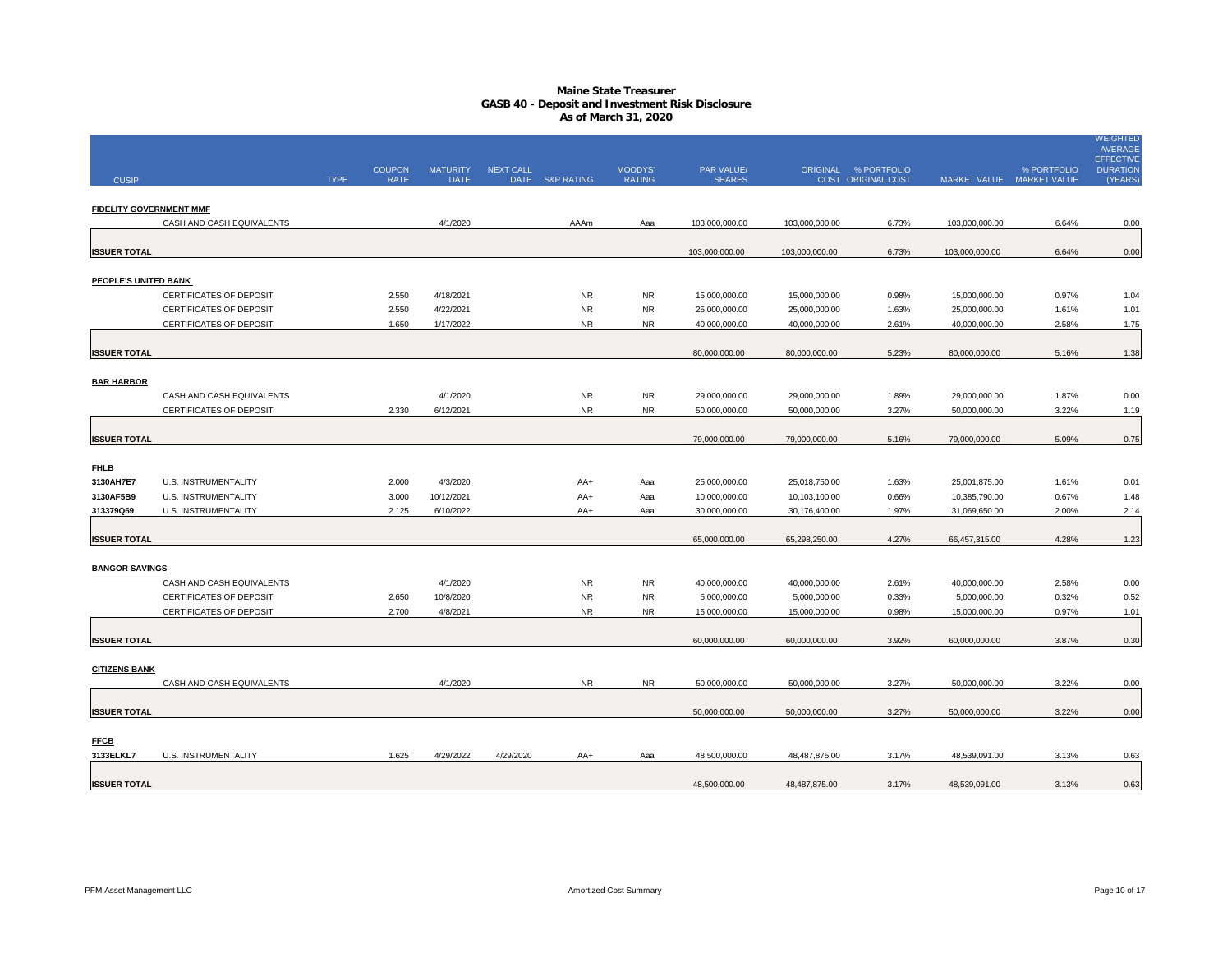# Maine State Treasurer
## GASB 40 - Deposit and Investment Risk Disclosure
### As of March 31, 2020

| CUSIP | | TYPE | COUPON RATE | MATURITY DATE | NEXT CALL DATE | S&P RATING | MOODYS' RATING | PAR VALUE/ SHARES | ORIGINAL COST | % PORTFOLIO ORIGINAL COST | MARKET VALUE | % PORTFOLIO MARKET VALUE | WEIGHTED AVERAGE EFFECTIVE DURATION (YEARS) |
|---|---|---|---|---|---|---|---|---|---|---|---|---|---|
| **FIDELITY GOVERNMENT MMF** | | | | | | | | | | | | | |
| | CASH AND CASH EQUIVALENTS | | | 4/1/2020 | | AAAm | Aaa | 103,000,000.00 | 103,000,000.00 | 6.73% | 103,000,000.00 | 6.64% | 0.00 |
| **ISSUER TOTAL** | | | | | | | | 103,000,000.00 | 103,000,000.00 | 6.73% | 103,000,000.00 | 6.64% | 0.00 |
| **PEOPLE'S UNITED BANK** | | | | | | | | | | | | | |
| | CERTIFICATES OF DEPOSIT | | 2.550 | 4/18/2021 | | NR | NR | 15,000,000.00 | 15,000,000.00 | 0.98% | 15,000,000.00 | 0.97% | 1.04 |
| | CERTIFICATES OF DEPOSIT | | 2.550 | 4/22/2021 | | NR | NR | 25,000,000.00 | 25,000,000.00 | 1.63% | 25,000,000.00 | 1.61% | 1.01 |
| | CERTIFICATES OF DEPOSIT | | 1.650 | 1/17/2022 | | NR | NR | 40,000,000.00 | 40,000,000.00 | 2.61% | 40,000,000.00 | 2.58% | 1.75 |
| **ISSUER TOTAL** | | | | | | | | 80,000,000.00 | 80,000,000.00 | 5.23% | 80,000,000.00 | 5.16% | 1.38 |
| **BAR HARBOR** | | | | | | | | | | | | | |
| | CASH AND CASH EQUIVALENTS | | | 4/1/2020 | | NR | NR | 29,000,000.00 | 29,000,000.00 | 1.89% | 29,000,000.00 | 1.87% | 0.00 |
| | CERTIFICATES OF DEPOSIT | | 2.330 | 6/12/2021 | | NR | NR | 50,000,000.00 | 50,000,000.00 | 3.27% | 50,000,000.00 | 3.22% | 1.19 |
| **ISSUER TOTAL** | | | | | | | | 79,000,000.00 | 79,000,000.00 | 5.16% | 79,000,000.00 | 5.09% | 0.75 |
| **FHLB** | | | | | | | | | | | | | |
| 3130AH7E7 | U.S. INSTRUMENTALITY | | 2.000 | 4/3/2020 | | AA+ | Aaa | 25,000,000.00 | 25,018,750.00 | 1.63% | 25,001,875.00 | 1.61% | 0.01 |
| 3130AF5B9 | U.S. INSTRUMENTALITY | | 3.000 | 10/12/2021 | | AA+ | Aaa | 10,000,000.00 | 10,103,100.00 | 0.66% | 10,385,790.00 | 0.67% | 1.48 |
| 313379Q69 | U.S. INSTRUMENTALITY | | 2.125 | 6/10/2022 | | AA+ | Aaa | 30,000,000.00 | 30,176,400.00 | 1.97% | 31,069,650.00 | 2.00% | 2.14 |
| **ISSUER TOTAL** | | | | | | | | 65,000,000.00 | 65,298,250.00 | 4.27% | 66,457,315.00 | 4.28% | 1.23 |
| **BANGOR SAVINGS** | | | | | | | | | | | | | |
| | CASH AND CASH EQUIVALENTS | | | 4/1/2020 | | NR | NR | 40,000,000.00 | 40,000,000.00 | 2.61% | 40,000,000.00 | 2.58% | 0.00 |
| | CERTIFICATES OF DEPOSIT | | 2.650 | 10/8/2020 | | NR | NR | 5,000,000.00 | 5,000,000.00 | 0.33% | 5,000,000.00 | 0.32% | 0.52 |
| | CERTIFICATES OF DEPOSIT | | 2.700 | 4/8/2021 | | NR | NR | 15,000,000.00 | 15,000,000.00 | 0.98% | 15,000,000.00 | 0.97% | 1.01 |
| **ISSUER TOTAL** | | | | | | | | 60,000,000.00 | 60,000,000.00 | 3.92% | 60,000,000.00 | 3.87% | 0.30 |
| **CITIZENS BANK** | | | | | | | | | | | | | |
| | CASH AND CASH EQUIVALENTS | | | 4/1/2020 | | NR | NR | 50,000,000.00 | 50,000,000.00 | 3.27% | 50,000,000.00 | 3.22% | 0.00 |
| **ISSUER TOTAL** | | | | | | | | 50,000,000.00 | 50,000,000.00 | 3.27% | 50,000,000.00 | 3.22% | 0.00 |
| **FFCB** | | | | | | | | | | | | | |
| 3133ELKL7 | U.S. INSTRUMENTALITY | | 1.625 | 4/29/2022 | 4/29/2020 | AA+ | Aaa | 48,500,000.00 | 48,487,875.00 | 3.17% | 48,539,091.00 | 3.13% | 0.63 |
| **ISSUER TOTAL** | | | | | | | | 48,500,000.00 | 48,487,875.00 | 3.17% | 48,539,091.00 | 3.13% | 0.63 |

PFM Asset Management LLC — Amortized Cost Summary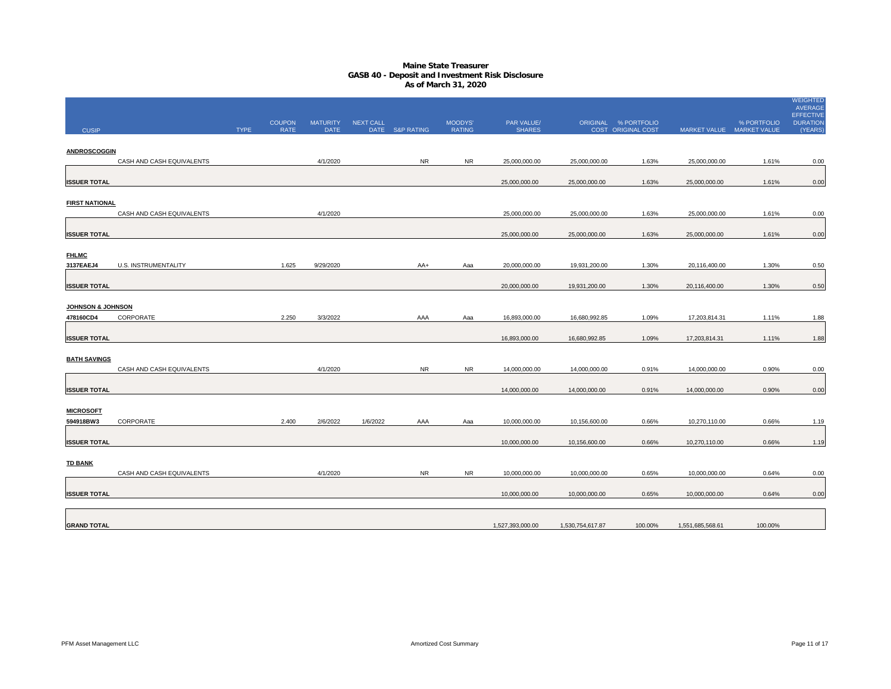# Maine State Treasurer
## GASB 40 - Deposit and Investment Risk Disclosure
### As of March 31, 2020

| CUSIP | | TYPE | COUPON RATE | MATURITY DATE | NEXT CALL DATE | S&P RATING | MOODYS' RATING | PAR VALUE/ SHARES | ORIGINAL COST | % PORTFOLIO ORIGINAL COST | MARKET VALUE | % PORTFOLIO MARKET VALUE | WEIGHTED AVERAGE EFFECTIVE DURATION (YEARS) |
|---|---|---|---|---|---|---|---|---|---|---|---|---|---|
| **ANDROSCOGGIN** | | | | | | | | | | | | | |
| | CASH AND CASH EQUIVALENTS | | | 4/1/2020 | | NR | NR | 25,000,000.00 | 25,000,000.00 | 1.63% | 25,000,000.00 | 1.61% | 0.00 |
| **ISSUER TOTAL** | | | | | | | | 25,000,000.00 | 25,000,000.00 | 1.63% | 25,000,000.00 | 1.61% | 0.00 |
| **FIRST NATIONAL** | | | | | | | | | | | | | |
| | CASH AND CASH EQUIVALENTS | | | 4/1/2020 | | | | 25,000,000.00 | 25,000,000.00 | 1.63% | 25,000,000.00 | 1.61% | 0.00 |
| **ISSUER TOTAL** | | | | | | | | 25,000,000.00 | 25,000,000.00 | 1.63% | 25,000,000.00 | 1.61% | 0.00 |
| **FHLMC** | | | | | | | | | | | | | |
| 3137EAEJ4 | U.S. INSTRUMENTALITY | | 1.625 | 9/29/2020 | | AA+ | Aaa | 20,000,000.00 | 19,931,200.00 | 1.30% | 20,116,400.00 | 1.30% | 0.50 |
| **ISSUER TOTAL** | | | | | | | | 20,000,000.00 | 19,931,200.00 | 1.30% | 20,116,400.00 | 1.30% | 0.50 |
| **JOHNSON & JOHNSON** | | | | | | | | | | | | | |
| 478160CD4 | CORPORATE | | 2.250 | 3/3/2022 | | AAA | Aaa | 16,893,000.00 | 16,680,992.85 | 1.09% | 17,203,814.31 | 1.11% | 1.88 |
| **ISSUER TOTAL** | | | | | | | | 16,893,000.00 | 16,680,992.85 | 1.09% | 17,203,814.31 | 1.11% | 1.88 |
| **BATH SAVINGS** | | | | | | | | | | | | | |
| | CASH AND CASH EQUIVALENTS | | | 4/1/2020 | | NR | NR | 14,000,000.00 | 14,000,000.00 | 0.91% | 14,000,000.00 | 0.90% | 0.00 |
| **ISSUER TOTAL** | | | | | | | | 14,000,000.00 | 14,000,000.00 | 0.91% | 14,000,000.00 | 0.90% | 0.00 |
| **MICROSOFT** | | | | | | | | | | | | | |
| 594918BW3 | CORPORATE | | 2.400 | 2/6/2022 | 1/6/2022 | AAA | Aaa | 10,000,000.00 | 10,156,600.00 | 0.66% | 10,270,110.00 | 0.66% | 1.19 |
| **ISSUER TOTAL** | | | | | | | | 10,000,000.00 | 10,156,600.00 | 0.66% | 10,270,110.00 | 0.66% | 1.19 |
| **TD BANK** | | | | | | | | | | | | | |
| | CASH AND CASH EQUIVALENTS | | | 4/1/2020 | | NR | NR | 10,000,000.00 | 10,000,000.00 | 0.65% | 10,000,000.00 | 0.64% | 0.00 |
| **ISSUER TOTAL** | | | | | | | | 10,000,000.00 | 10,000,000.00 | 0.65% | 10,000,000.00 | 0.64% | 0.00 |
| **GRAND TOTAL** | | | | | | | | 1,527,393,000.00 | 1,530,754,617.87 | 100.00% | 1,551,685,568.61 | 100.00% | |

PFM Asset Management LLC — Amortized Cost Summary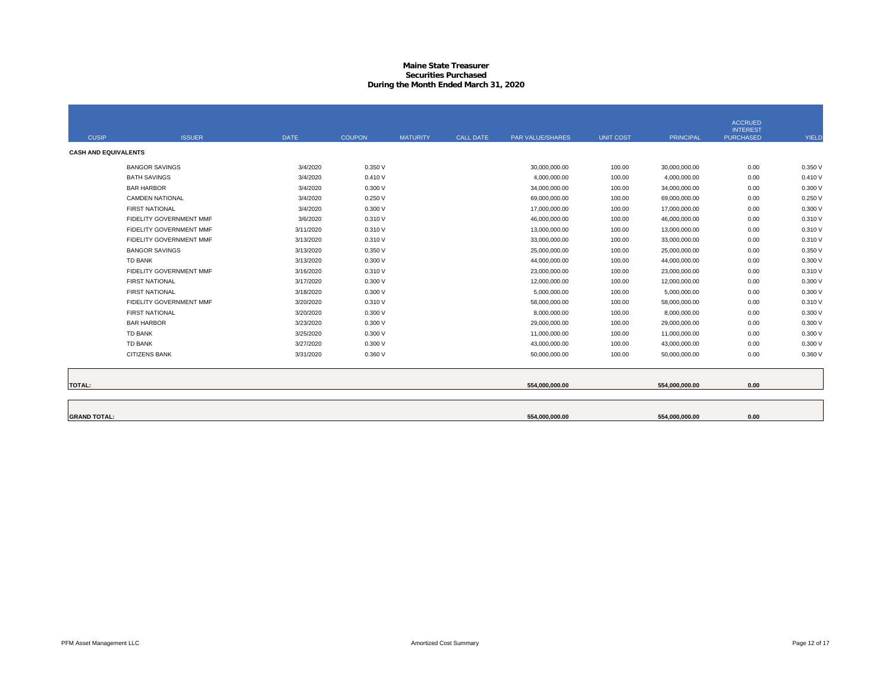# Maine State Treasurer
## Securities Purchased
### During the Month Ended March 31, 2020

| CUSIP | ISSUER | DATE | COUPON | MATURITY | CALL DATE | PAR VALUE/SHARES | UNIT COST | PRINCIPAL | ACCRUED INTEREST PURCHASED | YIELD |
|---|---|---|---|---|---|---|---|---|---|---|
| **CASH AND EQUIVALENTS** | | | | | | | | | | |
| | BANGOR SAVINGS | 3/4/2020 | 0.350 V | | | 30,000,000.00 | 100.00 | 30,000,000.00 | 0.00 | 0.350 V |
| | BATH SAVINGS | 3/4/2020 | 0.410 V | | | 4,000,000.00 | 100.00 | 4,000,000.00 | 0.00 | 0.410 V |
| | BAR HARBOR | 3/4/2020 | 0.300 V | | | 34,000,000.00 | 100.00 | 34,000,000.00 | 0.00 | 0.300 V |
| | CAMDEN NATIONAL | 3/4/2020 | 0.250 V | | | 69,000,000.00 | 100.00 | 69,000,000.00 | 0.00 | 0.250 V |
| | FIRST NATIONAL | 3/4/2020 | 0.300 V | | | 17,000,000.00 | 100.00 | 17,000,000.00 | 0.00 | 0.300 V |
| | FIDELITY GOVERNMENT MMF | 3/6/2020 | 0.310 V | | | 46,000,000.00 | 100.00 | 46,000,000.00 | 0.00 | 0.310 V |
| | FIDELITY GOVERNMENT MMF | 3/11/2020 | 0.310 V | | | 13,000,000.00 | 100.00 | 13,000,000.00 | 0.00 | 0.310 V |
| | FIDELITY GOVERNMENT MMF | 3/13/2020 | 0.310 V | | | 33,000,000.00 | 100.00 | 33,000,000.00 | 0.00 | 0.310 V |
| | BANGOR SAVINGS | 3/13/2020 | 0.350 V | | | 25,000,000.00 | 100.00 | 25,000,000.00 | 0.00 | 0.350 V |
| | TD BANK | 3/13/2020 | 0.300 V | | | 44,000,000.00 | 100.00 | 44,000,000.00 | 0.00 | 0.300 V |
| | FIDELITY GOVERNMENT MMF | 3/16/2020 | 0.310 V | | | 23,000,000.00 | 100.00 | 23,000,000.00 | 0.00 | 0.310 V |
| | FIRST NATIONAL | 3/17/2020 | 0.300 V | | | 12,000,000.00 | 100.00 | 12,000,000.00 | 0.00 | 0.300 V |
| | FIRST NATIONAL | 3/18/2020 | 0.300 V | | | 5,000,000.00 | 100.00 | 5,000,000.00 | 0.00 | 0.300 V |
| | FIDELITY GOVERNMENT MMF | 3/20/2020 | 0.310 V | | | 58,000,000.00 | 100.00 | 58,000,000.00 | 0.00 | 0.310 V |
| | FIRST NATIONAL | 3/20/2020 | 0.300 V | | | 8,000,000.00 | 100.00 | 8,000,000.00 | 0.00 | 0.300 V |
| | BAR HARBOR | 3/23/2020 | 0.300 V | | | 29,000,000.00 | 100.00 | 29,000,000.00 | 0.00 | 0.300 V |
| | TD BANK | 3/25/2020 | 0.300 V | | | 11,000,000.00 | 100.00 | 11,000,000.00 | 0.00 | 0.300 V |
| | TD BANK | 3/27/2020 | 0.300 V | | | 43,000,000.00 | 100.00 | 43,000,000.00 | 0.00 | 0.300 V |
| | CITIZENS BANK | 3/31/2020 | 0.360 V | | | 50,000,000.00 | 100.00 | 50,000,000.00 | 0.00 | 0.360 V |
| **TOTAL:** | | | | | | **554,000,000.00** | | **554,000,000.00** | **0.00** | |
| **GRAND TOTAL:** | | | | | | **554,000,000.00** | | **554,000,000.00** | **0.00** | |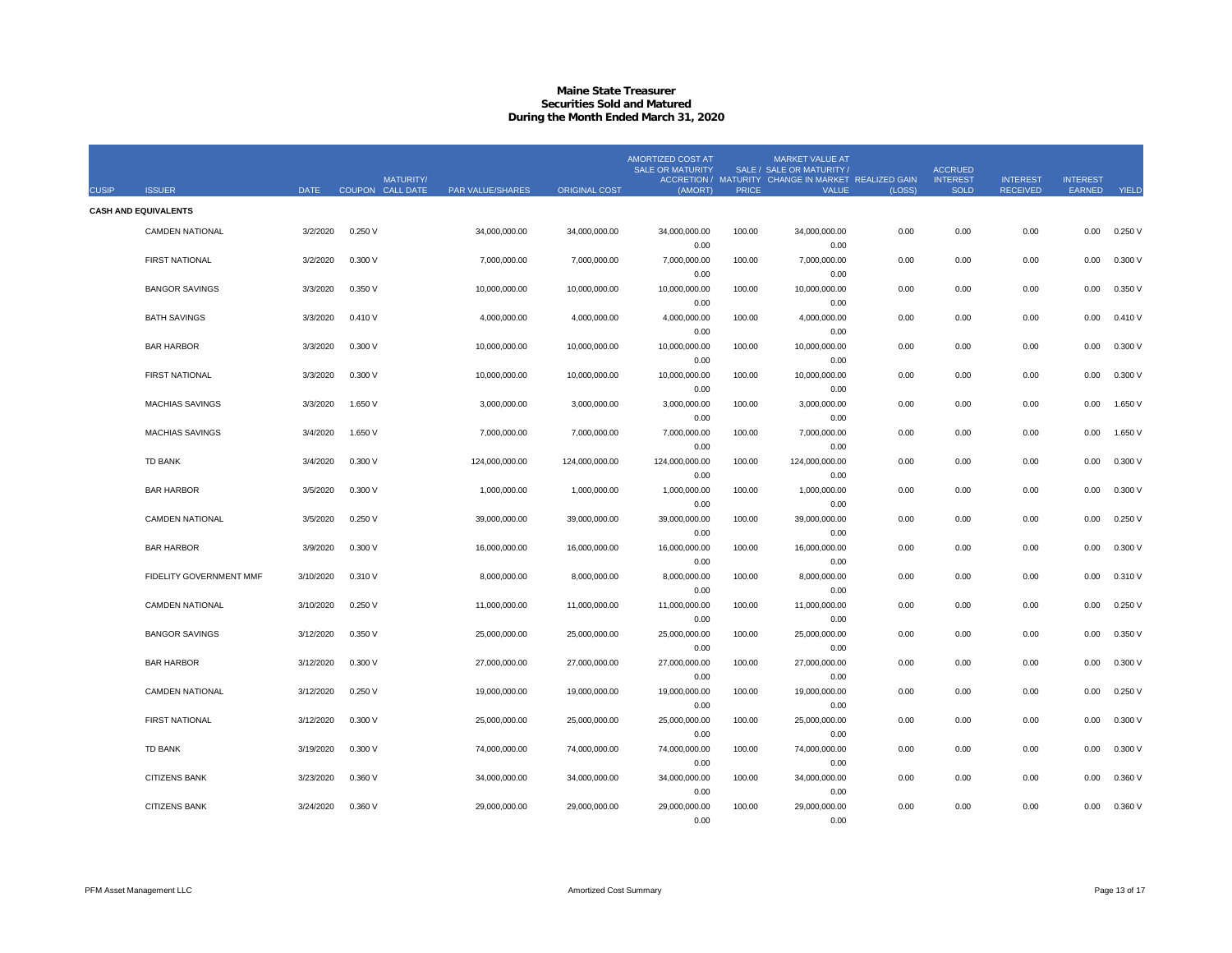# Maine State Treasurer
## Securities Sold and Matured
### During the Month Ended March 31, 2020

| CUSIP | ISSUER | DATE | COUPON | MATURITY/ CALL DATE | PAR VALUE/SHARES | ORIGINAL COST | AMORTIZED COST AT SALE OR MATURITY / ACCRETION / (AMORT) | SALE / MATURITY PRICE | MARKET VALUE AT SALE OR MATURITY / CHANGE IN MARKET VALUE | REALIZED GAIN (LOSS) | ACCRUED INTEREST SOLD | INTEREST RECEIVED | INTEREST EARNED | YIELD |
|---|---|---|---|---|---|---|---|---|---|---|---|---|---|---|
| **CASH AND EQUIVALENTS** | | | | | | | | | | | | | | |
| | CAMDEN NATIONAL | 3/2/2020 | 0.250 V | | 34,000,000.00 | 34,000,000.00 | 34,000,000.00 / 0.00 | 100.00 | 34,000,000.00 / 0.00 | 0.00 | 0.00 | 0.00 | 0.00 | 0.250 V |
| | FIRST NATIONAL | 3/2/2020 | 0.300 V | | 7,000,000.00 | 7,000,000.00 | 7,000,000.00 / 0.00 | 100.00 | 7,000,000.00 / 0.00 | 0.00 | 0.00 | 0.00 | 0.00 | 0.300 V |
| | BANGOR SAVINGS | 3/3/2020 | 0.350 V | | 10,000,000.00 | 10,000,000.00 | 10,000,000.00 / 0.00 | 100.00 | 10,000,000.00 / 0.00 | 0.00 | 0.00 | 0.00 | 0.00 | 0.350 V |
| | BATH SAVINGS | 3/3/2020 | 0.410 V | | 4,000,000.00 | 4,000,000.00 | 4,000,000.00 / 0.00 | 100.00 | 4,000,000.00 / 0.00 | 0.00 | 0.00 | 0.00 | 0.00 | 0.410 V |
| | BAR HARBOR | 3/3/2020 | 0.300 V | | 10,000,000.00 | 10,000,000.00 | 10,000,000.00 / 0.00 | 100.00 | 10,000,000.00 / 0.00 | 0.00 | 0.00 | 0.00 | 0.00 | 0.300 V |
| | FIRST NATIONAL | 3/3/2020 | 0.300 V | | 10,000,000.00 | 10,000,000.00 | 10,000,000.00 / 0.00 | 100.00 | 10,000,000.00 / 0.00 | 0.00 | 0.00 | 0.00 | 0.00 | 0.300 V |
| | MACHIAS SAVINGS | 3/3/2020 | 1.650 V | | 3,000,000.00 | 3,000,000.00 | 3,000,000.00 / 0.00 | 100.00 | 3,000,000.00 / 0.00 | 0.00 | 0.00 | 0.00 | 0.00 | 1.650 V |
| | MACHIAS SAVINGS | 3/4/2020 | 1.650 V | | 7,000,000.00 | 7,000,000.00 | 7,000,000.00 / 0.00 | 100.00 | 7,000,000.00 / 0.00 | 0.00 | 0.00 | 0.00 | 0.00 | 1.650 V |
| | TD BANK | 3/4/2020 | 0.300 V | | 124,000,000.00 | 124,000,000.00 | 124,000,000.00 / 0.00 | 100.00 | 124,000,000.00 / 0.00 | 0.00 | 0.00 | 0.00 | 0.00 | 0.300 V |
| | BAR HARBOR | 3/5/2020 | 0.300 V | | 1,000,000.00 | 1,000,000.00 | 1,000,000.00 / 0.00 | 100.00 | 1,000,000.00 / 0.00 | 0.00 | 0.00 | 0.00 | 0.00 | 0.300 V |
| | CAMDEN NATIONAL | 3/5/2020 | 0.250 V | | 39,000,000.00 | 39,000,000.00 | 39,000,000.00 / 0.00 | 100.00 | 39,000,000.00 / 0.00 | 0.00 | 0.00 | 0.00 | 0.00 | 0.250 V |
| | BAR HARBOR | 3/9/2020 | 0.300 V | | 16,000,000.00 | 16,000,000.00 | 16,000,000.00 / 0.00 | 100.00 | 16,000,000.00 / 0.00 | 0.00 | 0.00 | 0.00 | 0.00 | 0.300 V |
| | FIDELITY GOVERNMENT MMF | 3/10/2020 | 0.310 V | | 8,000,000.00 | 8,000,000.00 | 8,000,000.00 / 0.00 | 100.00 | 8,000,000.00 / 0.00 | 0.00 | 0.00 | 0.00 | 0.00 | 0.310 V |
| | CAMDEN NATIONAL | 3/10/2020 | 0.250 V | | 11,000,000.00 | 11,000,000.00 | 11,000,000.00 / 0.00 | 100.00 | 11,000,000.00 / 0.00 | 0.00 | 0.00 | 0.00 | 0.00 | 0.250 V |
| | BANGOR SAVINGS | 3/12/2020 | 0.350 V | | 25,000,000.00 | 25,000,000.00 | 25,000,000.00 / 0.00 | 100.00 | 25,000,000.00 / 0.00 | 0.00 | 0.00 | 0.00 | 0.00 | 0.350 V |
| | BAR HARBOR | 3/12/2020 | 0.300 V | | 27,000,000.00 | 27,000,000.00 | 27,000,000.00 / 0.00 | 100.00 | 27,000,000.00 / 0.00 | 0.00 | 0.00 | 0.00 | 0.00 | 0.300 V |
| | CAMDEN NATIONAL | 3/12/2020 | 0.250 V | | 19,000,000.00 | 19,000,000.00 | 19,000,000.00 / 0.00 | 100.00 | 19,000,000.00 / 0.00 | 0.00 | 0.00 | 0.00 | 0.00 | 0.250 V |
| | FIRST NATIONAL | 3/12/2020 | 0.300 V | | 25,000,000.00 | 25,000,000.00 | 25,000,000.00 / 0.00 | 100.00 | 25,000,000.00 / 0.00 | 0.00 | 0.00 | 0.00 | 0.00 | 0.300 V |
| | TD BANK | 3/19/2020 | 0.300 V | | 74,000,000.00 | 74,000,000.00 | 74,000,000.00 / 0.00 | 100.00 | 74,000,000.00 / 0.00 | 0.00 | 0.00 | 0.00 | 0.00 | 0.300 V |
| | CITIZENS BANK | 3/23/2020 | 0.360 V | | 34,000,000.00 | 34,000,000.00 | 34,000,000.00 / 0.00 | 100.00 | 34,000,000.00 / 0.00 | 0.00 | 0.00 | 0.00 | 0.00 | 0.360 V |
| | CITIZENS BANK | 3/24/2020 | 0.360 V | | 29,000,000.00 | 29,000,000.00 | 29,000,000.00 / 0.00 | 100.00 | 29,000,000.00 / 0.00 | 0.00 | 0.00 | 0.00 | 0.00 | 0.360 V |

PFM Asset Management LLC — Amortized Cost Summary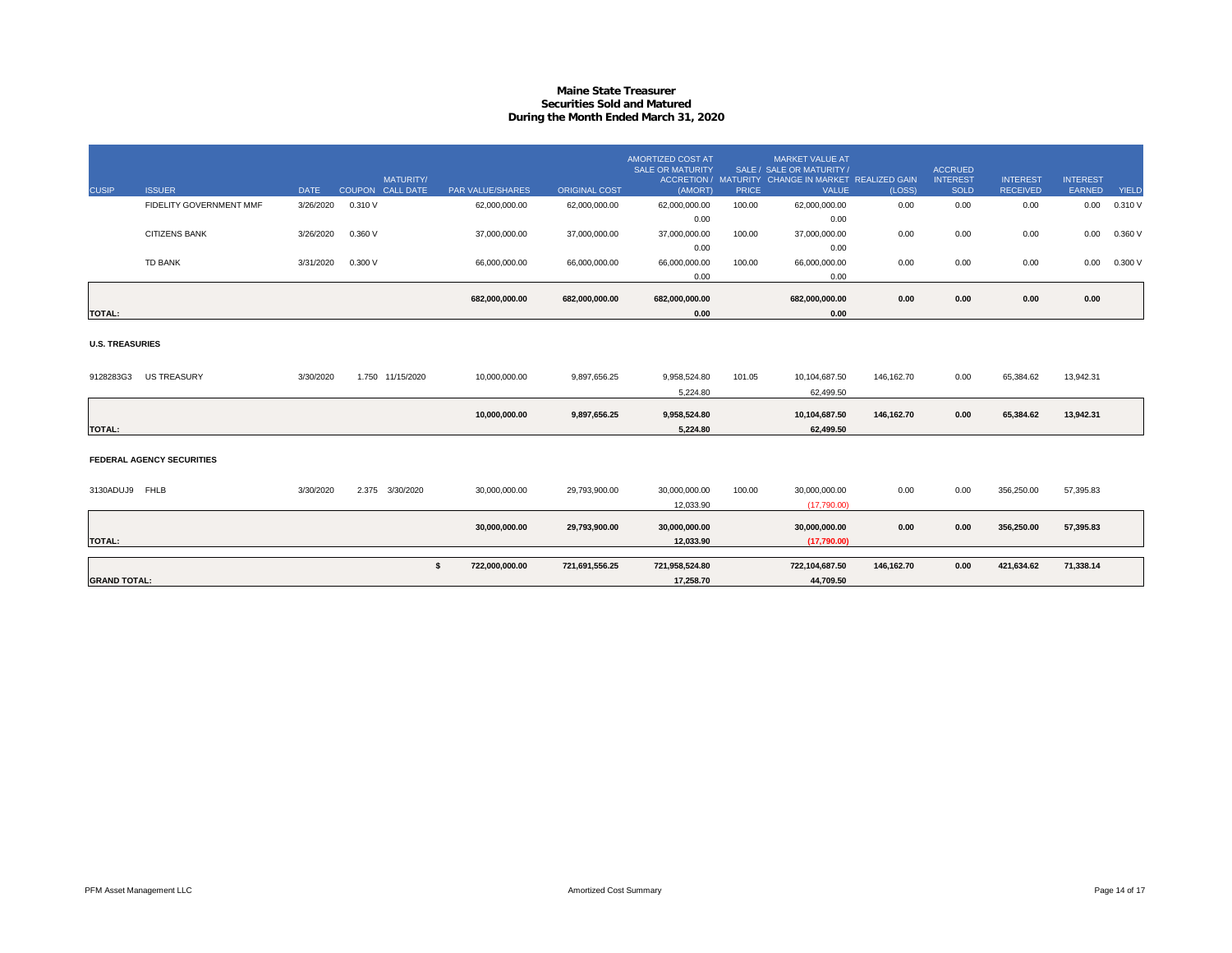# Maine State Treasurer
## Securities Sold and Matured
### During the Month Ended March 31, 2020

| CUSIP | ISSUER | DATE | COUPON | MATURITY/ CALL DATE | PAR VALUE/SHARES | ORIGINAL COST | AMORTIZED COST AT SALE OR MATURITY ACCRETION / (AMORT) | SALE / MATURITY PRICE | MARKET VALUE AT SALE OR MATURITY / CHANGE IN MARKET VALUE | REALIZED GAIN (LOSS) | ACCRUED INTEREST SOLD | INTEREST RECEIVED | INTEREST EARNED | YIELD |
|---|---|---|---|---|---|---|---|---|---|---|---|---|---|---|
| | FIDELITY GOVERNMENT MMF | 3/26/2020 | 0.310 V | | 62,000,000.00 | 62,000,000.00 | 62,000,000.00 | 100.00 | 62,000,000.00 | 0.00 | 0.00 | 0.00 | 0.00 | 0.310 V |
| | | | | | | | 0.00 | | 0.00 | | | | | |
| | CITIZENS BANK | 3/26/2020 | 0.360 V | | 37,000,000.00 | 37,000,000.00 | 37,000,000.00 | 100.00 | 37,000,000.00 | 0.00 | 0.00 | 0.00 | 0.00 | 0.360 V |
| | | | | | | | 0.00 | | 0.00 | | | | | |
| | TD BANK | 3/31/2020 | 0.300 V | | 66,000,000.00 | 66,000,000.00 | 66,000,000.00 | 100.00 | 66,000,000.00 | 0.00 | 0.00 | 0.00 | 0.00 | 0.300 V |
| | | | | | | | 0.00 | | 0.00 | | | | | |
| | | | | | **682,000,000.00** | **682,000,000.00** | **682,000,000.00** | | **682,000,000.00** | **0.00** | **0.00** | **0.00** | **0.00** | |
| **TOTAL:** | | | | | | | **0.00** | | **0.00** | | | | | |
| **U.S. TREASURIES** | | | | | | | | | | | | | | |
| 9128283G3 | US TREASURY | 3/30/2020 | 1.750 | 11/15/2020 | 10,000,000.00 | 9,897,656.25 | 9,958,524.80 | 101.05 | 10,104,687.50 | 146,162.70 | 0.00 | 65,384.62 | 13,942.31 | |
| | | | | | | | 5,224.80 | | 62,499.50 | | | | | |
| | | | | | **10,000,000.00** | **9,897,656.25** | **9,958,524.80** | | **10,104,687.50** | **146,162.70** | **0.00** | **65,384.62** | **13,942.31** | |
| **TOTAL:** | | | | | | | **5,224.80** | | **62,499.50** | | | | | |
| **FEDERAL AGENCY SECURITIES** | | | | | | | | | | | | | | |
| 3130ADUJ9 | FHLB | 3/30/2020 | 2.375 | 3/30/2020 | 30,000,000.00 | 29,793,900.00 | 30,000,000.00 | 100.00 | 30,000,000.00 | 0.00 | 0.00 | 356,250.00 | 57,395.83 | |
| | | | | | | | 12,033.90 | | (17,790.00) | | | | | |
| | | | | | **30,000,000.00** | **29,793,900.00** | **30,000,000.00** | | **30,000,000.00** | **0.00** | **0.00** | **356,250.00** | **57,395.83** | |
| **TOTAL:** | | | | | | | **12,033.90** | | **(17,790.00)** | | | | | |
| | | | | | **$ 722,000,000.00** | **721,691,556.25** | **721,958,524.80** | | **722,104,687.50** | **146,162.70** | **0.00** | **421,634.62** | **71,338.14** | |
| **GRAND TOTAL:** | | | | | | | **17,258.70** | | **44,709.50** | | | | | |

PFM Asset Management LLC — Amortized Cost Summary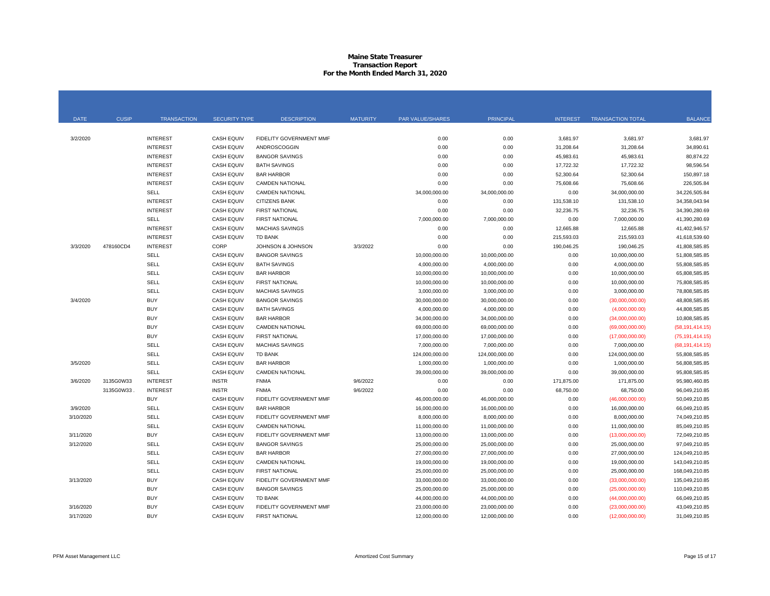# Maine State Treasurer
## Transaction Report
## For the Month Ended March 31, 2020

| DATE | CUSIP | TRANSACTION | SECURITY TYPE | DESCRIPTION | MATURITY | PAR VALUE/SHARES | PRINCIPAL | INTEREST | TRANSACTION TOTAL | BALANCE |
|---|---|---|---|---|---|---|---|---|---|---|
| 3/2/2020 | | INTEREST | CASH EQUIV | FIDELITY GOVERNMENT MMF | | 0.00 | 0.00 | 3,681.97 | 3,681.97 | 3,681.97 |
| | | INTEREST | CASH EQUIV | ANDROSCOGGIN | | 0.00 | 0.00 | 31,208.64 | 31,208.64 | 34,890.61 |
| | | INTEREST | CASH EQUIV | BANGOR SAVINGS | | 0.00 | 0.00 | 45,983.61 | 45,983.61 | 80,874.22 |
| | | INTEREST | CASH EQUIV | BATH SAVINGS | | 0.00 | 0.00 | 17,722.32 | 17,722.32 | 98,596.54 |
| | | INTEREST | CASH EQUIV | BAR HARBOR | | 0.00 | 0.00 | 52,300.64 | 52,300.64 | 150,897.18 |
| | | INTEREST | CASH EQUIV | CAMDEN NATIONAL | | 0.00 | 0.00 | 75,608.66 | 75,608.66 | 226,505.84 |
| | | SELL | CASH EQUIV | CAMDEN NATIONAL | | 34,000,000.00 | 34,000,000.00 | 0.00 | 34,000,000.00 | 34,226,505.84 |
| | | INTEREST | CASH EQUIV | CITIZENS BANK | | 0.00 | 0.00 | 131,538.10 | 131,538.10 | 34,358,043.94 |
| | | INTEREST | CASH EQUIV | FIRST NATIONAL | | 0.00 | 0.00 | 32,236.75 | 32,236.75 | 34,390,280.69 |
| | | SELL | CASH EQUIV | FIRST NATIONAL | | 7,000,000.00 | 7,000,000.00 | 0.00 | 7,000,000.00 | 41,390,280.69 |
| | | INTEREST | CASH EQUIV | MACHIAS SAVINGS | | 0.00 | 0.00 | 12,665.88 | 12,665.88 | 41,402,946.57 |
| | | INTEREST | CASH EQUIV | TD BANK | | 0.00 | 0.00 | 215,593.03 | 215,593.03 | 41,618,539.60 |
| 3/3/2020 | 478160CD4 | INTEREST | CORP | JOHNSON & JOHNSON | 3/3/2022 | 0.00 | 0.00 | 190,046.25 | 190,046.25 | 41,808,585.85 |
| | | SELL | CASH EQUIV | BANGOR SAVINGS | | 10,000,000.00 | 10,000,000.00 | 0.00 | 10,000,000.00 | 51,808,585.85 |
| | | SELL | CASH EQUIV | BATH SAVINGS | | 4,000,000.00 | 4,000,000.00 | 0.00 | 4,000,000.00 | 55,808,585.85 |
| | | SELL | CASH EQUIV | BAR HARBOR | | 10,000,000.00 | 10,000,000.00 | 0.00 | 10,000,000.00 | 65,808,585.85 |
| | | SELL | CASH EQUIV | FIRST NATIONAL | | 10,000,000.00 | 10,000,000.00 | 0.00 | 10,000,000.00 | 75,808,585.85 |
| | | SELL | CASH EQUIV | MACHIAS SAVINGS | | 3,000,000.00 | 3,000,000.00 | 0.00 | 3,000,000.00 | 78,808,585.85 |
| 3/4/2020 | | BUY | CASH EQUIV | BANGOR SAVINGS | | 30,000,000.00 | 30,000,000.00 | 0.00 | (30,000,000.00) | 48,808,585.85 |
| | | BUY | CASH EQUIV | BATH SAVINGS | | 4,000,000.00 | 4,000,000.00 | 0.00 | (4,000,000.00) | 44,808,585.85 |
| | | BUY | CASH EQUIV | BAR HARBOR | | 34,000,000.00 | 34,000,000.00 | 0.00 | (34,000,000.00) | 10,808,585.85 |
| | | BUY | CASH EQUIV | CAMDEN NATIONAL | | 69,000,000.00 | 69,000,000.00 | 0.00 | (69,000,000.00) | (58,191,414.15) |
| | | BUY | CASH EQUIV | FIRST NATIONAL | | 17,000,000.00 | 17,000,000.00 | 0.00 | (17,000,000.00) | (75,191,414.15) |
| | | SELL | CASH EQUIV | MACHIAS SAVINGS | | 7,000,000.00 | 7,000,000.00 | 0.00 | 7,000,000.00 | (68,191,414.15) |
| | | SELL | CASH EQUIV | TD BANK | | 124,000,000.00 | 124,000,000.00 | 0.00 | 124,000,000.00 | 55,808,585.85 |
| 3/5/2020 | | SELL | CASH EQUIV | BAR HARBOR | | 1,000,000.00 | 1,000,000.00 | 0.00 | 1,000,000.00 | 56,808,585.85 |
| | | SELL | CASH EQUIV | CAMDEN NATIONAL | | 39,000,000.00 | 39,000,000.00 | 0.00 | 39,000,000.00 | 95,808,585.85 |
| 3/6/2020 | 3135G0W33 | INTEREST | INSTR | FNMA | 9/6/2022 | 0.00 | 0.00 | 171,875.00 | 171,875.00 | 95,980,460.85 |
| | 3135G0W33 . | INTEREST | INSTR | FNMA | 9/6/2022 | 0.00 | 0.00 | 68,750.00 | 68,750.00 | 96,049,210.85 |
| | | BUY | CASH EQUIV | FIDELITY GOVERNMENT MMF | | 46,000,000.00 | 46,000,000.00 | 0.00 | (46,000,000.00) | 50,049,210.85 |
| 3/9/2020 | | SELL | CASH EQUIV | BAR HARBOR | | 16,000,000.00 | 16,000,000.00 | 0.00 | 16,000,000.00 | 66,049,210.85 |
| 3/10/2020 | | SELL | CASH EQUIV | FIDELITY GOVERNMENT MMF | | 8,000,000.00 | 8,000,000.00 | 0.00 | 8,000,000.00 | 74,049,210.85 |
| | | SELL | CASH EQUIV | CAMDEN NATIONAL | | 11,000,000.00 | 11,000,000.00 | 0.00 | 11,000,000.00 | 85,049,210.85 |
| 3/11/2020 | | BUY | CASH EQUIV | FIDELITY GOVERNMENT MMF | | 13,000,000.00 | 13,000,000.00 | 0.00 | (13,000,000.00) | 72,049,210.85 |
| 3/12/2020 | | SELL | CASH EQUIV | BANGOR SAVINGS | | 25,000,000.00 | 25,000,000.00 | 0.00 | 25,000,000.00 | 97,049,210.85 |
| | | SELL | CASH EQUIV | BAR HARBOR | | 27,000,000.00 | 27,000,000.00 | 0.00 | 27,000,000.00 | 124,049,210.85 |
| | | SELL | CASH EQUIV | CAMDEN NATIONAL | | 19,000,000.00 | 19,000,000.00 | 0.00 | 19,000,000.00 | 143,049,210.85 |
| | | SELL | CASH EQUIV | FIRST NATIONAL | | 25,000,000.00 | 25,000,000.00 | 0.00 | 25,000,000.00 | 168,049,210.85 |
| 3/13/2020 | | BUY | CASH EQUIV | FIDELITY GOVERNMENT MMF | | 33,000,000.00 | 33,000,000.00 | 0.00 | (33,000,000.00) | 135,049,210.85 |
| | | BUY | CASH EQUIV | BANGOR SAVINGS | | 25,000,000.00 | 25,000,000.00 | 0.00 | (25,000,000.00) | 110,049,210.85 |
| | | BUY | CASH EQUIV | TD BANK | | 44,000,000.00 | 44,000,000.00 | 0.00 | (44,000,000.00) | 66,049,210.85 |
| 3/16/2020 | | BUY | CASH EQUIV | FIDELITY GOVERNMENT MMF | | 23,000,000.00 | 23,000,000.00 | 0.00 | (23,000,000.00) | 43,049,210.85 |
| 3/17/2020 | | BUY | CASH EQUIV | FIRST NATIONAL | | 12,000,000.00 | 12,000,000.00 | 0.00 | (12,000,000.00) | 31,049,210.85 |

PFM Asset Management LLC — Amortized Cost Summary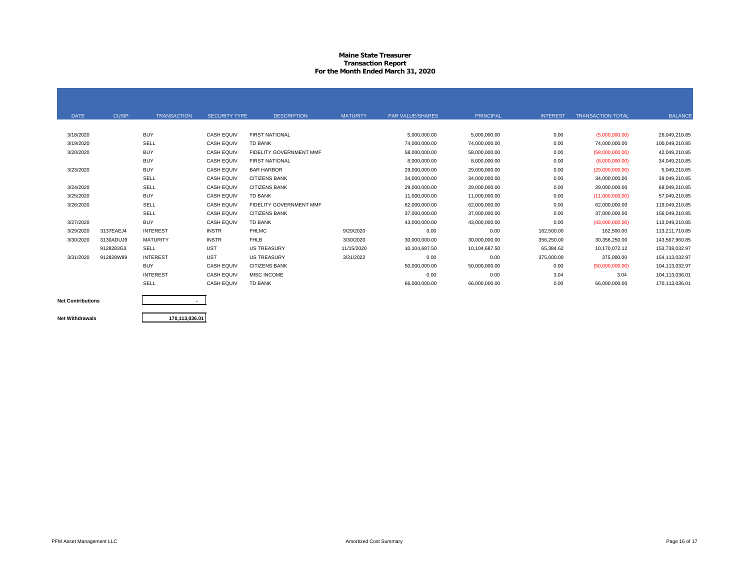# Maine State Treasurer
## Transaction Report
### For the Month Ended March 31, 2020

| DATE | CUSIP | TRANSACTION | SECURITY TYPE | DESCRIPTION | MATURITY | PAR VALUE/SHARES | PRINCIPAL | INTEREST | TRANSACTION TOTAL | BALANCE |
|---|---|---|---|---|---|---|---|---|---|---|
| 3/18/2020 | | BUY | CASH EQUIV | FIRST NATIONAL | | 5,000,000.00 | 5,000,000.00 | 0.00 | (5,000,000.00) | 26,049,210.85 |
| 3/19/2020 | | SELL | CASH EQUIV | TD BANK | | 74,000,000.00 | 74,000,000.00 | 0.00 | 74,000,000.00 | 100,049,210.85 |
| 3/20/2020 | | BUY | CASH EQUIV | FIDELITY GOVERNMENT MMF | | 58,000,000.00 | 58,000,000.00 | 0.00 | (58,000,000.00) | 42,049,210.85 |
| | | BUY | CASH EQUIV | FIRST NATIONAL | | 8,000,000.00 | 8,000,000.00 | 0.00 | (8,000,000.00) | 34,049,210.85 |
| 3/23/2020 | | BUY | CASH EQUIV | BAR HARBOR | | 29,000,000.00 | 29,000,000.00 | 0.00 | (29,000,000.00) | 5,049,210.85 |
| | | SELL | CASH EQUIV | CITIZENS BANK | | 34,000,000.00 | 34,000,000.00 | 0.00 | 34,000,000.00 | 39,049,210.85 |
| 3/24/2020 | | SELL | CASH EQUIV | CITIZENS BANK | | 29,000,000.00 | 29,000,000.00 | 0.00 | 29,000,000.00 | 68,049,210.85 |
| 3/25/2020 | | BUY | CASH EQUIV | TD BANK | | 11,000,000.00 | 11,000,000.00 | 0.00 | (11,000,000.00) | 57,049,210.85 |
| 3/26/2020 | | SELL | CASH EQUIV | FIDELITY GOVERNMENT MMF | | 62,000,000.00 | 62,000,000.00 | 0.00 | 62,000,000.00 | 119,049,210.85 |
| | | SELL | CASH EQUIV | CITIZENS BANK | | 37,000,000.00 | 37,000,000.00 | 0.00 | 37,000,000.00 | 156,049,210.85 |
| 3/27/2020 | | BUY | CASH EQUIV | TD BANK | | 43,000,000.00 | 43,000,000.00 | 0.00 | (43,000,000.00) | 113,049,210.85 |
| 3/29/2020 | 3137EAEJ4 | INTEREST | INSTR | FHLMC | 9/29/2020 | 0.00 | 0.00 | 162,500.00 | 162,500.00 | 113,211,710.85 |
| 3/30/2020 | 3130ADUJ9 | MATURITY | INSTR | FHLB | 3/30/2020 | 30,000,000.00 | 30,000,000.00 | 356,250.00 | 30,356,250.00 | 143,567,960.85 |
| | 9128283G3 | SELL | UST | US TREASURY | 11/15/2020 | 10,104,687.50 | 10,104,687.50 | 65,384.62 | 10,170,072.12 | 153,738,032.97 |
| 3/31/2020 | 912828W89 | INTEREST | UST | US TREASURY | 3/31/2022 | 0.00 | 0.00 | 375,000.00 | 375,000.00 | 154,113,032.97 |
| | | BUY | CASH EQUIV | CITIZENS BANK | | 50,000,000.00 | 50,000,000.00 | 0.00 | (50,000,000.00) | 104,113,032.97 |
| | | INTEREST | CASH EQUIV | MISC INCOME | | 0.00 | 0.00 | 3.04 | 3.04 | 104,113,036.01 |
| | | SELL | CASH EQUIV | TD BANK | | 66,000,000.00 | 66,000,000.00 | 0.00 | 66,000,000.00 | 170,113,036.01 |

| | |
|---|---|
| **Net Contributions** | - |
| **Net Withdrawals** | 170,113,036.01 |

PFM Asset Management LLC — Amortized Cost Summary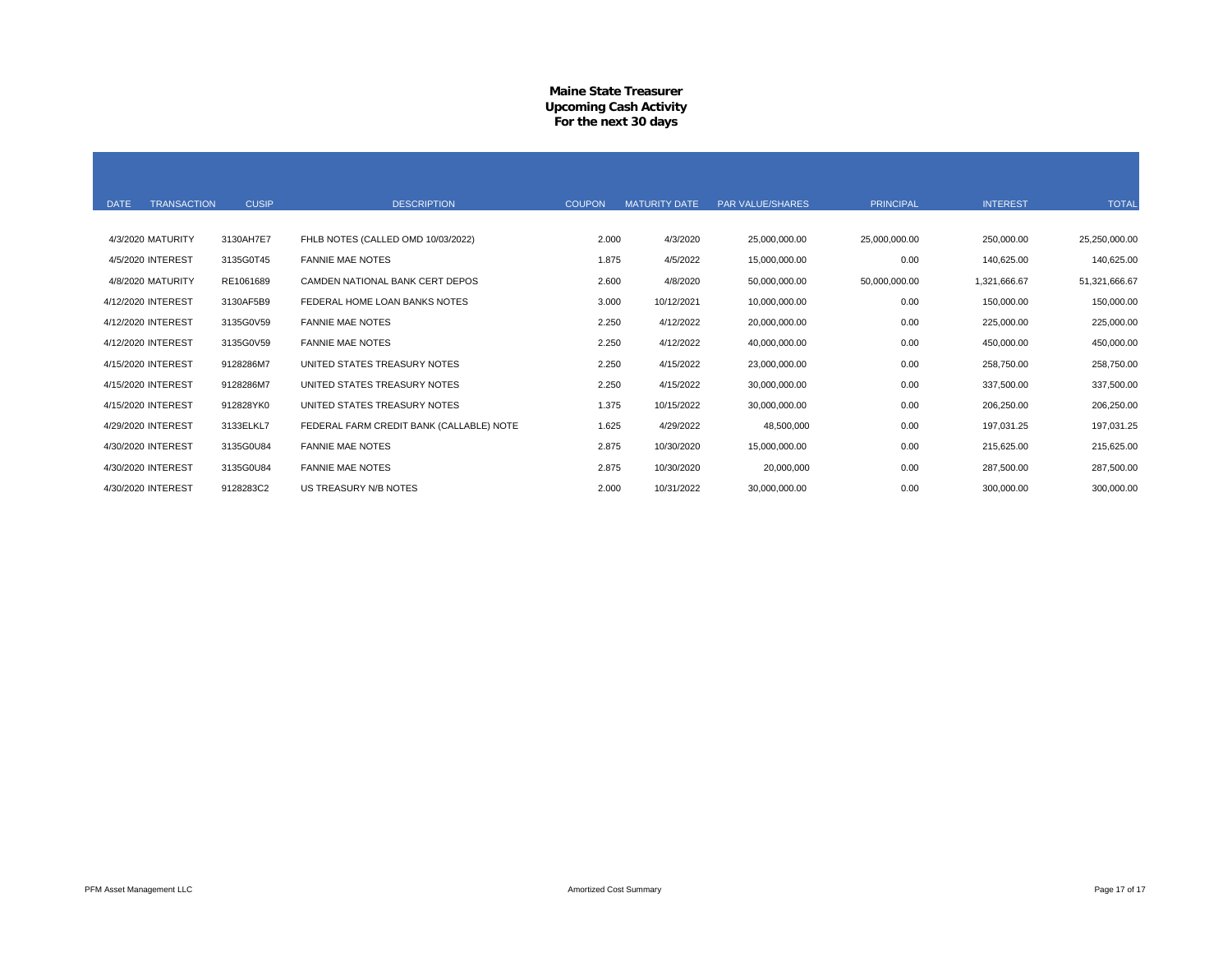**Maine State Treasurer**
**Upcoming Cash Activity**
**For the next 30 days**

| DATE | TRANSACTION | CUSIP | DESCRIPTION | COUPON | MATURITY DATE | PAR VALUE/SHARES | PRINCIPAL | INTEREST | TOTAL |
|---|---|---|---|---|---|---|---|---|---|
| 4/3/2020 | MATURITY | 3130AH7E7 | FHLB NOTES (CALLED OMD 10/03/2022) | 2.000 | 4/3/2020 | 25,000,000.00 | 25,000,000.00 | 250,000.00 | 25,250,000.00 |
| 4/5/2020 | INTEREST | 3135G0T45 | FANNIE MAE NOTES | 1.875 | 4/5/2022 | 15,000,000.00 | 0.00 | 140,625.00 | 140,625.00 |
| 4/8/2020 | MATURITY | RE1061689 | CAMDEN NATIONAL BANK CERT DEPOS | 2.600 | 4/8/2020 | 50,000,000.00 | 50,000,000.00 | 1,321,666.67 | 51,321,666.67 |
| 4/12/2020 | INTEREST | 3130AF5B9 | FEDERAL HOME LOAN BANKS NOTES | 3.000 | 10/12/2021 | 10,000,000.00 | 0.00 | 150,000.00 | 150,000.00 |
| 4/12/2020 | INTEREST | 3135G0V59 | FANNIE MAE NOTES | 2.250 | 4/12/2022 | 20,000,000.00 | 0.00 | 225,000.00 | 225,000.00 |
| 4/12/2020 | INTEREST | 3135G0V59 | FANNIE MAE NOTES | 2.250 | 4/12/2022 | 40,000,000.00 | 0.00 | 450,000.00 | 450,000.00 |
| 4/15/2020 | INTEREST | 9128286M7 | UNITED STATES TREASURY NOTES | 2.250 | 4/15/2022 | 23,000,000.00 | 0.00 | 258,750.00 | 258,750.00 |
| 4/15/2020 | INTEREST | 9128286M7 | UNITED STATES TREASURY NOTES | 2.250 | 4/15/2022 | 30,000,000.00 | 0.00 | 337,500.00 | 337,500.00 |
| 4/15/2020 | INTEREST | 912828YK0 | UNITED STATES TREASURY NOTES | 1.375 | 10/15/2022 | 30,000,000.00 | 0.00 | 206,250.00 | 206,250.00 |
| 4/29/2020 | INTEREST | 3133ELKL7 | FEDERAL FARM CREDIT BANK (CALLABLE) NOTE | 1.625 | 4/29/2022 | 48,500,000 | 0.00 | 197,031.25 | 197,031.25 |
| 4/30/2020 | INTEREST | 3135G0U84 | FANNIE MAE NOTES | 2.875 | 10/30/2020 | 15,000,000.00 | 0.00 | 215,625.00 | 215,625.00 |
| 4/30/2020 | INTEREST | 3135G0U84 | FANNIE MAE NOTES | 2.875 | 10/30/2020 | 20,000,000 | 0.00 | 287,500.00 | 287,500.00 |
| 4/30/2020 | INTEREST | 9128283C2 | US TREASURY N/B NOTES | 2.000 | 10/31/2022 | 30,000,000.00 | 0.00 | 300,000.00 | 300,000.00 |